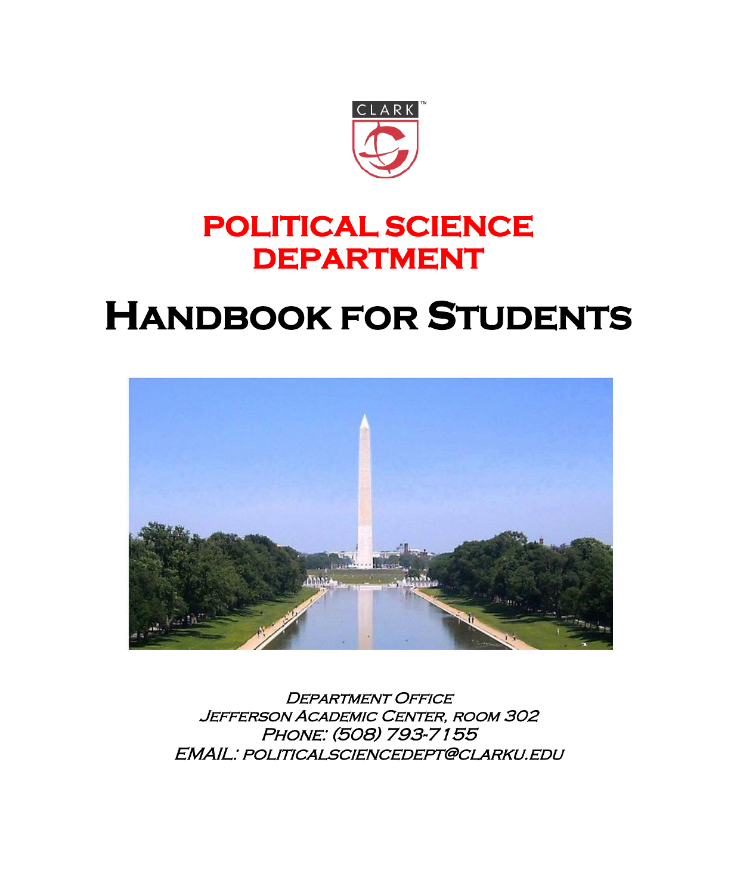# POLITICAL SCIENCE DEPARTMENT

# Handbook for Students

Department Office
Jefferson Academic Center, room 302
Phone: (508) 793-7155
EMAIL: politicalsciencedept@clarku.edu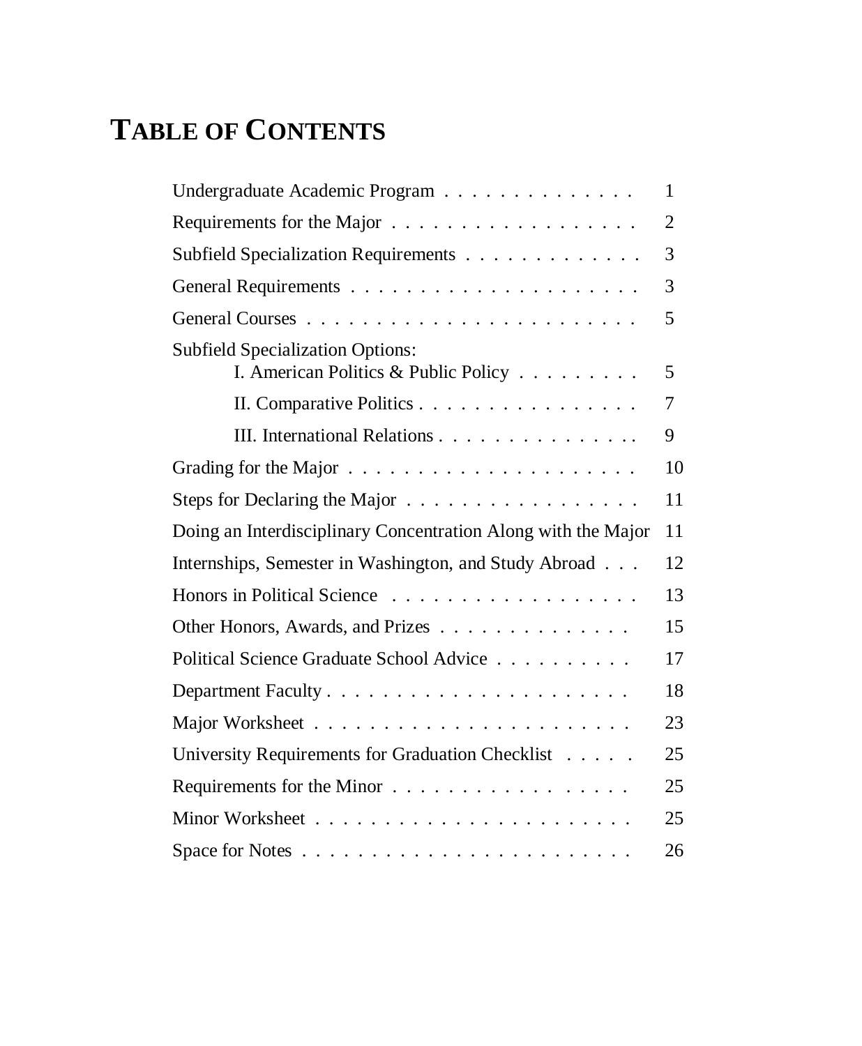# TABLE OF CONTENTS

| | |
|---|---|
| Undergraduate Academic Program | 1 |
| Requirements for the Major | 2 |
| Subfield Specialization Requirements | 3 |
| General Requirements | 3 |
| General Courses | 5 |
| Subfield Specialization Options: | |
| I. American Politics & Public Policy | 5 |
| II. Comparative Politics | 7 |
| III. International Relations | 9 |
| Grading for the Major | 10 |
| Steps for Declaring the Major | 11 |
| Doing an Interdisciplinary Concentration Along with the Major | 11 |
| Internships, Semester in Washington, and Study Abroad | 12 |
| Honors in Political Science | 13 |
| Other Honors, Awards, and Prizes | 15 |
| Political Science Graduate School Advice | 17 |
| Department Faculty | 18 |
| Major Worksheet | 23 |
| University Requirements for Graduation Checklist | 25 |
| Requirements for the Minor | 25 |
| Minor Worksheet | 25 |
| Space for Notes | 26 |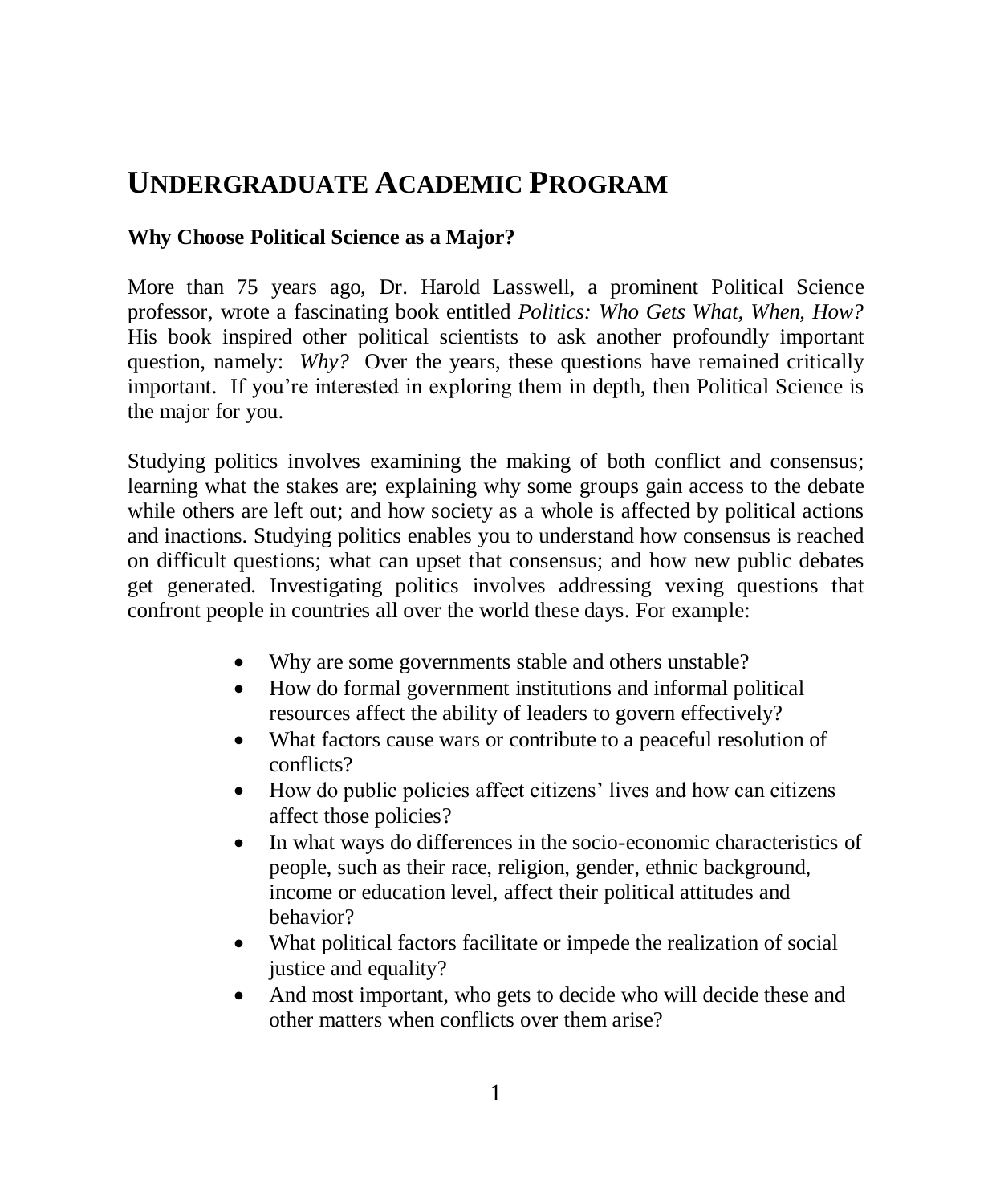# UNDERGRADUATE ACADEMIC PROGRAM

**Why Choose Political Science as a Major?**

More than 75 years ago, Dr. Harold Lasswell, a prominent Political Science professor, wrote a fascinating book entitled *Politics: Who Gets What, When, How?* His book inspired other political scientists to ask another profoundly important question, namely: *Why?* Over the years, these questions have remained critically important. If you're interested in exploring them in depth, then Political Science is the major for you.

Studying politics involves examining the making of both conflict and consensus; learning what the stakes are; explaining why some groups gain access to the debate while others are left out; and how society as a whole is affected by political actions and inactions. Studying politics enables you to understand how consensus is reached on difficult questions; what can upset that consensus; and how new public debates get generated. Investigating politics involves addressing vexing questions that confront people in countries all over the world these days. For example:

- Why are some governments stable and others unstable?
- How do formal government institutions and informal political resources affect the ability of leaders to govern effectively?
- What factors cause wars or contribute to a peaceful resolution of conflicts?
- How do public policies affect citizens' lives and how can citizens affect those policies?
- In what ways do differences in the socio-economic characteristics of people, such as their race, religion, gender, ethnic background, income or education level, affect their political attitudes and behavior?
- What political factors facilitate or impede the realization of social justice and equality?
- And most important, who gets to decide who will decide these and other matters when conflicts over them arise?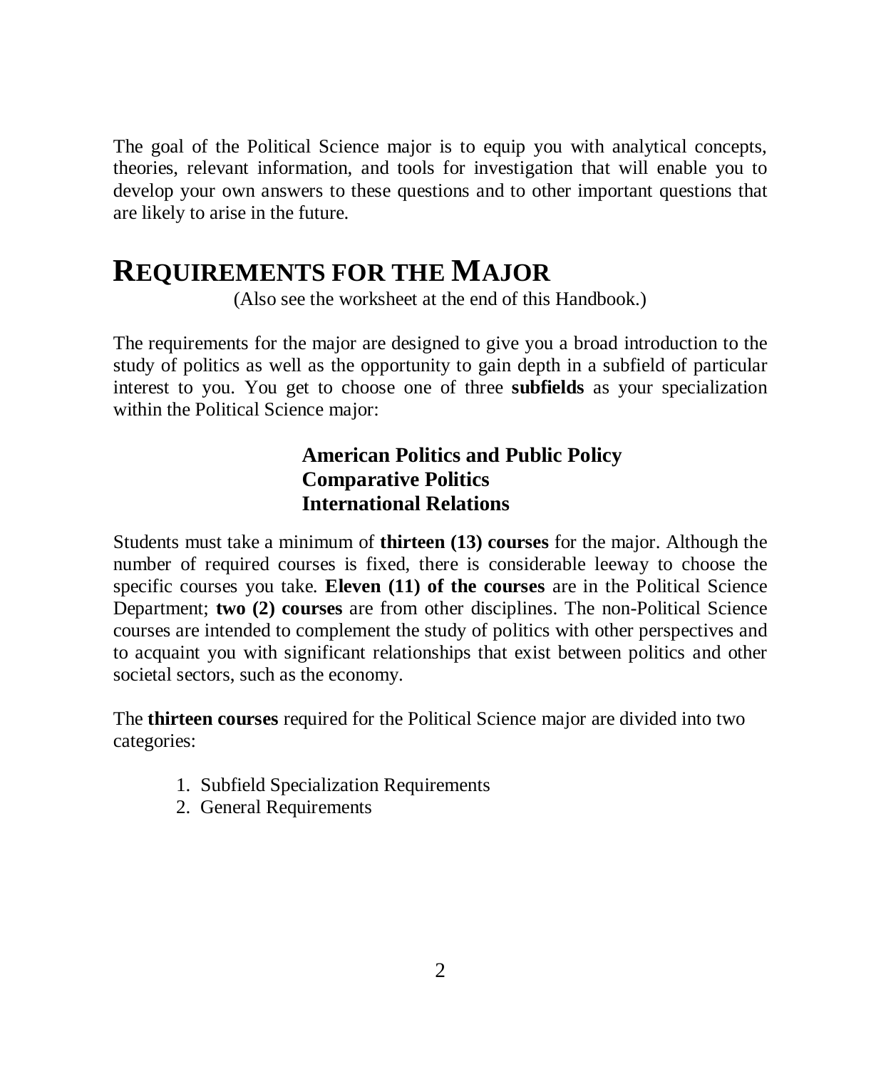The goal of the Political Science major is to equip you with analytical concepts, theories, relevant information, and tools for investigation that will enable you to develop your own answers to these questions and to other important questions that are likely to arise in the future.

# REQUIREMENTS FOR THE MAJOR

(Also see the worksheet at the end of this Handbook.)

The requirements for the major are designed to give you a broad introduction to the study of politics as well as the opportunity to gain depth in a subfield of particular interest to you. You get to choose one of three **subfields** as your specialization within the Political Science major:

**American Politics and Public Policy**
**Comparative Politics**
**International Relations**

Students must take a minimum of **thirteen (13) courses** for the major. Although the number of required courses is fixed, there is considerable leeway to choose the specific courses you take. **Eleven (11) of the courses** are in the Political Science Department; **two (2) courses** are from other disciplines. The non-Political Science courses are intended to complement the study of politics with other perspectives and to acquaint you with significant relationships that exist between politics and other societal sectors, such as the economy.

The **thirteen courses** required for the Political Science major are divided into two categories:

1. Subfield Specialization Requirements
2. General Requirements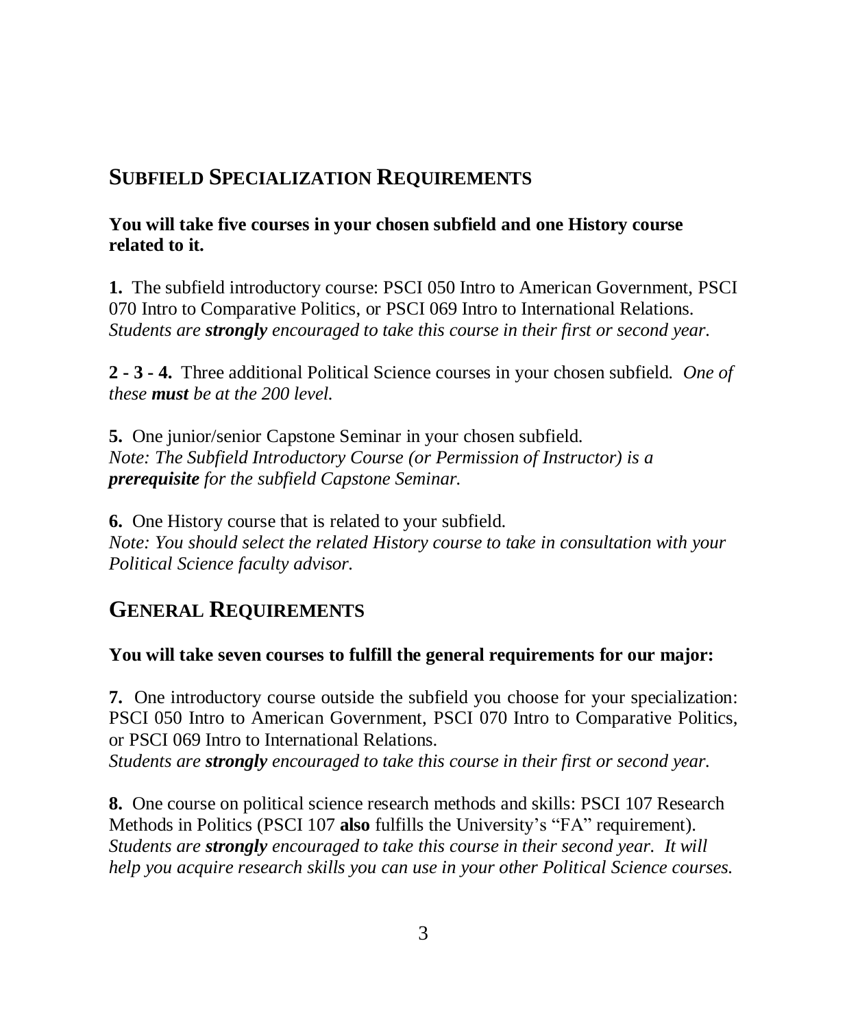## Subfield Specialization Requirements

**You will take five courses in your chosen subfield and one History course related to it.**

**1.** The subfield introductory course: PSCI 050 Intro to American Government, PSCI 070 Intro to Comparative Politics, or PSCI 069 Intro to International Relations.
*Students are **strongly** encouraged to take this course in their first or second year.*

**2 - 3 - 4.** Three additional Political Science courses in your chosen subfield. *One of these **must** be at the 200 level.*

**5.** One junior/senior Capstone Seminar in your chosen subfield.
*Note: The Subfield Introductory Course (or Permission of Instructor) is a **prerequisite** for the subfield Capstone Seminar.*

**6.** One History course that is related to your subfield.
*Note: You should select the related History course to take in consultation with your Political Science faculty advisor.*

## General Requirements

**You will take seven courses to fulfill the general requirements for our major:**

**7.** One introductory course outside the subfield you choose for your specialization: PSCI 050 Intro to American Government, PSCI 070 Intro to Comparative Politics, or PSCI 069 Intro to International Relations.
*Students are **strongly** encouraged to take this course in their first or second year.*

**8.** One course on political science research methods and skills: PSCI 107 Research Methods in Politics (PSCI 107 **also** fulfills the University's "FA" requirement).
*Students are **strongly** encouraged to take this course in their second year. It will help you acquire research skills you can use in your other Political Science courses.*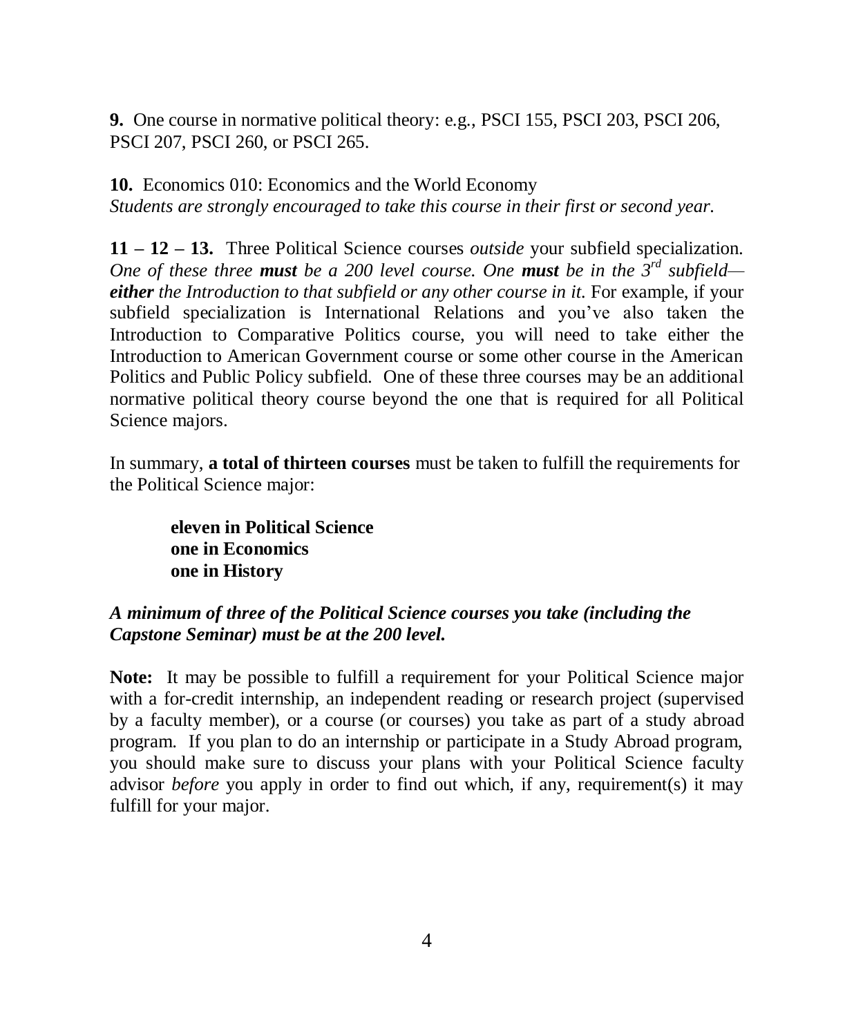**9.** One course in normative political theory: e.g., PSCI 155, PSCI 203, PSCI 206, PSCI 207, PSCI 260, or PSCI 265.

**10.** Economics 010: Economics and the World Economy
*Students are strongly encouraged to take this course in their first or second year.*

**11 – 12 – 13.** Three Political Science courses *outside* your subfield specialization. *One of these three* ***must*** *be a 200 level course. One* ***must*** *be in the 3rd subfield—* ***either*** *the Introduction to that subfield or any other course in it.* For example, if your subfield specialization is International Relations and you've also taken the Introduction to Comparative Politics course, you will need to take either the Introduction to American Government course or some other course in the American Politics and Public Policy subfield. One of these three courses may be an additional normative political theory course beyond the one that is required for all Political Science majors.

In summary, **a total of thirteen courses** must be taken to fulfill the requirements for the Political Science major:

> **eleven in Political Science**
> **one in Economics**
> **one in History**

***A minimum of three of the Political Science courses you take (including the Capstone Seminar) must be at the 200 level.***

**Note:** It may be possible to fulfill a requirement for your Political Science major with a for-credit internship, an independent reading or research project (supervised by a faculty member), or a course (or courses) you take as part of a study abroad program. If you plan to do an internship or participate in a Study Abroad program, you should make sure to discuss your plans with your Political Science faculty advisor *before* you apply in order to find out which, if any, requirement(s) it may fulfill for your major.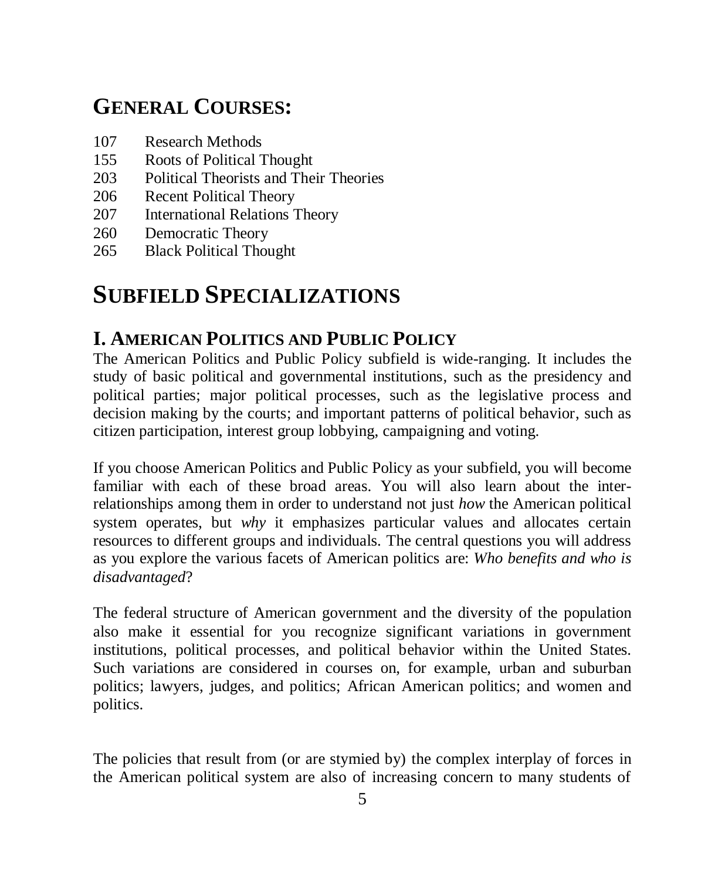## GENERAL COURSES:

107 Research Methods
155 Roots of Political Thought
203 Political Theorists and Their Theories
206 Recent Political Theory
207 International Relations Theory
260 Democratic Theory
265 Black Political Thought

# SUBFIELD SPECIALIZATIONS

## I. AMERICAN POLITICS AND PUBLIC POLICY

The American Politics and Public Policy subfield is wide-ranging. It includes the study of basic political and governmental institutions, such as the presidency and political parties; major political processes, such as the legislative process and decision making by the courts; and important patterns of political behavior, such as citizen participation, interest group lobbying, campaigning and voting.

If you choose American Politics and Public Policy as your subfield, you will become familiar with each of these broad areas. You will also learn about the inter-relationships among them in order to understand not just *how* the American political system operates, but *why* it emphasizes particular values and allocates certain resources to different groups and individuals. The central questions you will address as you explore the various facets of American politics are: *Who benefits and who is disadvantaged*?

The federal structure of American government and the diversity of the population also make it essential for you recognize significant variations in government institutions, political processes, and political behavior within the United States. Such variations are considered in courses on, for example, urban and suburban politics; lawyers, judges, and politics; African American politics; and women and politics.

The policies that result from (or are stymied by) the complex interplay of forces in the American political system are also of increasing concern to many students of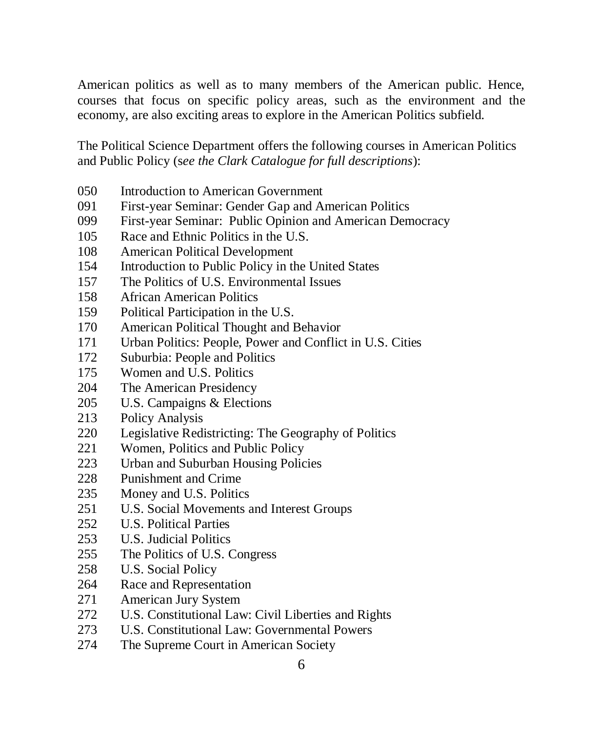American politics as well as to many members of the American public. Hence, courses that focus on specific policy areas, such as the environment and the economy, are also exciting areas to explore in the American Politics subfield.

The Political Science Department offers the following courses in American Politics and Public Policy (s*ee the Clark Catalogue for full descriptions*):

050 Introduction to American Government
091 First-year Seminar: Gender Gap and American Politics
099 First-year Seminar: Public Opinion and American Democracy
105 Race and Ethnic Politics in the U.S.
108 American Political Development
154 Introduction to Public Policy in the United States
157 The Politics of U.S. Environmental Issues
158 African American Politics
159 Political Participation in the U.S.
170 American Political Thought and Behavior
171 Urban Politics: People, Power and Conflict in U.S. Cities
172 Suburbia: People and Politics
175 Women and U.S. Politics
204 The American Presidency
205 U.S. Campaigns & Elections
213 Policy Analysis
220 Legislative Redistricting: The Geography of Politics
221 Women, Politics and Public Policy
223 Urban and Suburban Housing Policies
228 Punishment and Crime
235 Money and U.S. Politics
251 U.S. Social Movements and Interest Groups
252 U.S. Political Parties
253 U.S. Judicial Politics
255 The Politics of U.S. Congress
258 U.S. Social Policy
264 Race and Representation
271 American Jury System
272 U.S. Constitutional Law: Civil Liberties and Rights
273 U.S. Constitutional Law: Governmental Powers
274 The Supreme Court in American Society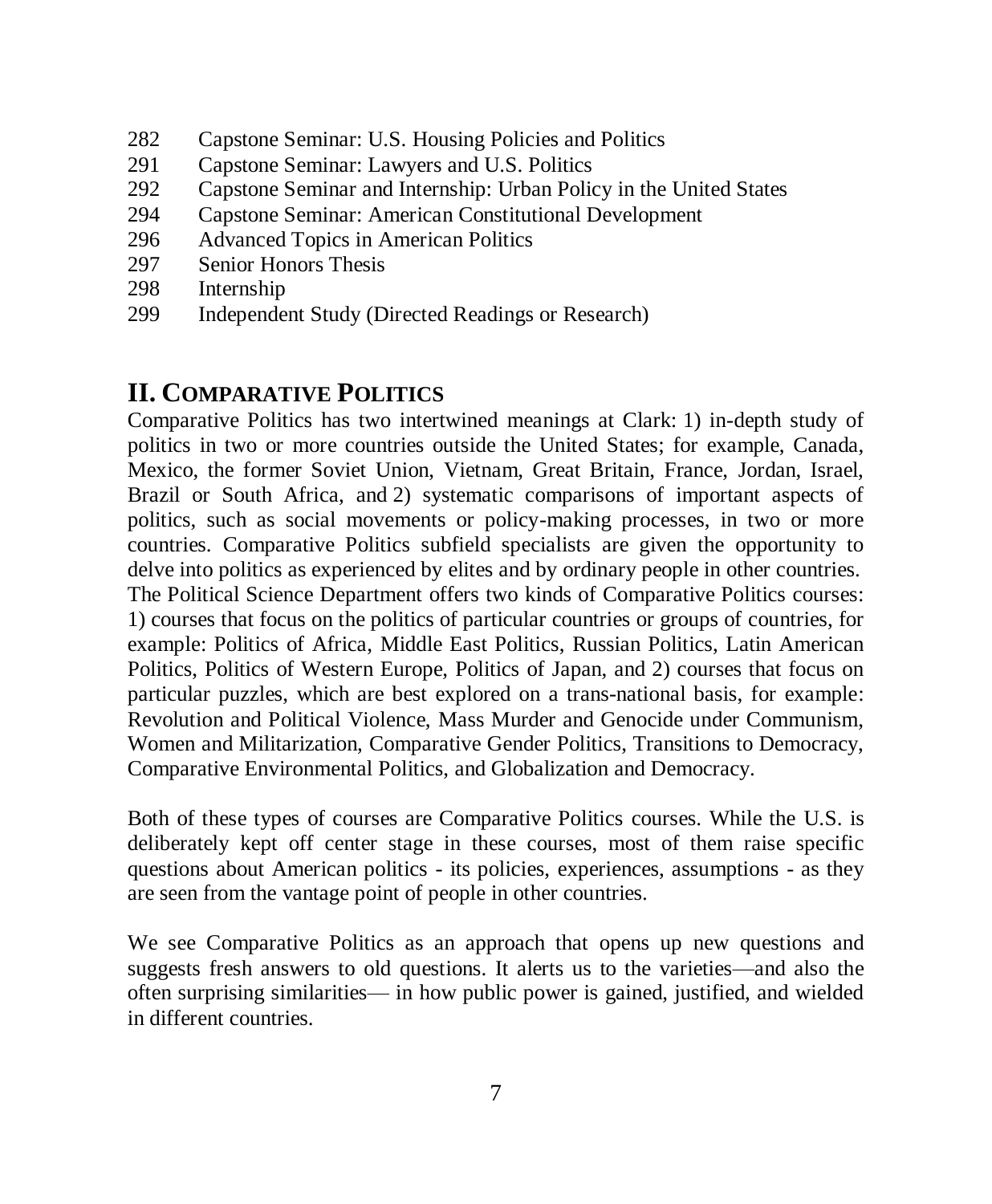282 Capstone Seminar: U.S. Housing Policies and Politics
291 Capstone Seminar: Lawyers and U.S. Politics
292 Capstone Seminar and Internship: Urban Policy in the United States
294 Capstone Seminar: American Constitutional Development
296 Advanced Topics in American Politics
297 Senior Honors Thesis
298 Internship
299 Independent Study (Directed Readings or Research)

## II. Comparative Politics

Comparative Politics has two intertwined meanings at Clark: 1) in-depth study of politics in two or more countries outside the United States; for example, Canada, Mexico, the former Soviet Union, Vietnam, Great Britain, France, Jordan, Israel, Brazil or South Africa, and 2) systematic comparisons of important aspects of politics, such as social movements or policy-making processes, in two or more countries. Comparative Politics subfield specialists are given the opportunity to delve into politics as experienced by elites and by ordinary people in other countries. The Political Science Department offers two kinds of Comparative Politics courses: 1) courses that focus on the politics of particular countries or groups of countries, for example: Politics of Africa, Middle East Politics, Russian Politics, Latin American Politics, Politics of Western Europe, Politics of Japan, and 2) courses that focus on particular puzzles, which are best explored on a trans-national basis, for example: Revolution and Political Violence, Mass Murder and Genocide under Communism, Women and Militarization, Comparative Gender Politics, Transitions to Democracy, Comparative Environmental Politics, and Globalization and Democracy.

Both of these types of courses are Comparative Politics courses. While the U.S. is deliberately kept off center stage in these courses, most of them raise specific questions about American politics - its policies, experiences, assumptions - as they are seen from the vantage point of people in other countries.

We see Comparative Politics as an approach that opens up new questions and suggests fresh answers to old questions. It alerts us to the varieties—and also the often surprising similarities— in how public power is gained, justified, and wielded in different countries.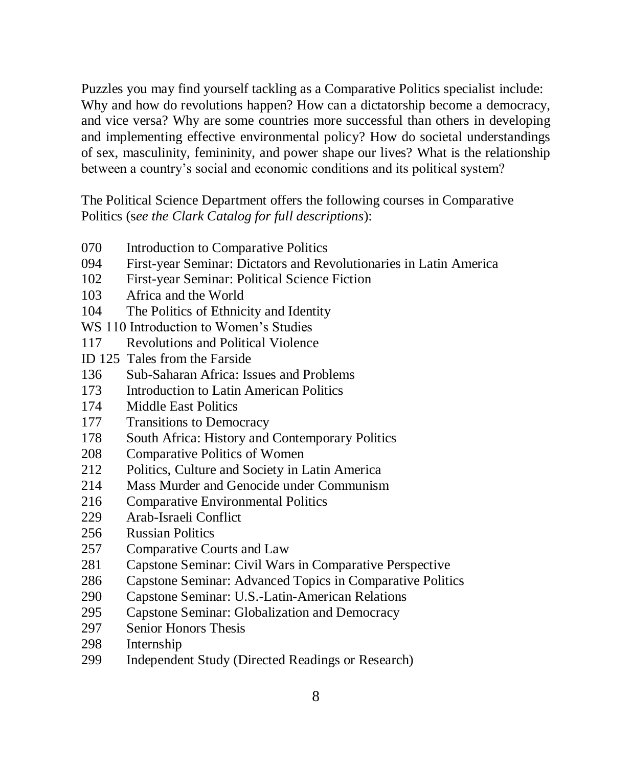Puzzles you may find yourself tackling as a Comparative Politics specialist include: Why and how do revolutions happen? How can a dictatorship become a democracy, and vice versa? Why are some countries more successful than others in developing and implementing effective environmental policy? How do societal understandings of sex, masculinity, femininity, and power shape our lives? What is the relationship between a country's social and economic conditions and its political system?

The Political Science Department offers the following courses in Comparative Politics (s*ee the Clark Catalog for full descriptions*):

- 070 Introduction to Comparative Politics
- 094 First-year Seminar: Dictators and Revolutionaries in Latin America
- 102 First-year Seminar: Political Science Fiction
- 103 Africa and the World
- 104 The Politics of Ethnicity and Identity
- WS 110 Introduction to Women's Studies
- 117 Revolutions and Political Violence
- ID 125 Tales from the Farside
- 136 Sub-Saharan Africa: Issues and Problems
- 173 Introduction to Latin American Politics
- 174 Middle East Politics
- 177 Transitions to Democracy
- 178 South Africa: History and Contemporary Politics
- 208 Comparative Politics of Women
- 212 Politics, Culture and Society in Latin America
- 214 Mass Murder and Genocide under Communism
- 216 Comparative Environmental Politics
- 229 Arab-Israeli Conflict
- 256 Russian Politics
- 257 Comparative Courts and Law
- 281 Capstone Seminar: Civil Wars in Comparative Perspective
- 286 Capstone Seminar: Advanced Topics in Comparative Politics
- 290 Capstone Seminar: U.S.-Latin-American Relations
- 295 Capstone Seminar: Globalization and Democracy
- 297 Senior Honors Thesis
- 298 Internship
- 299 Independent Study (Directed Readings or Research)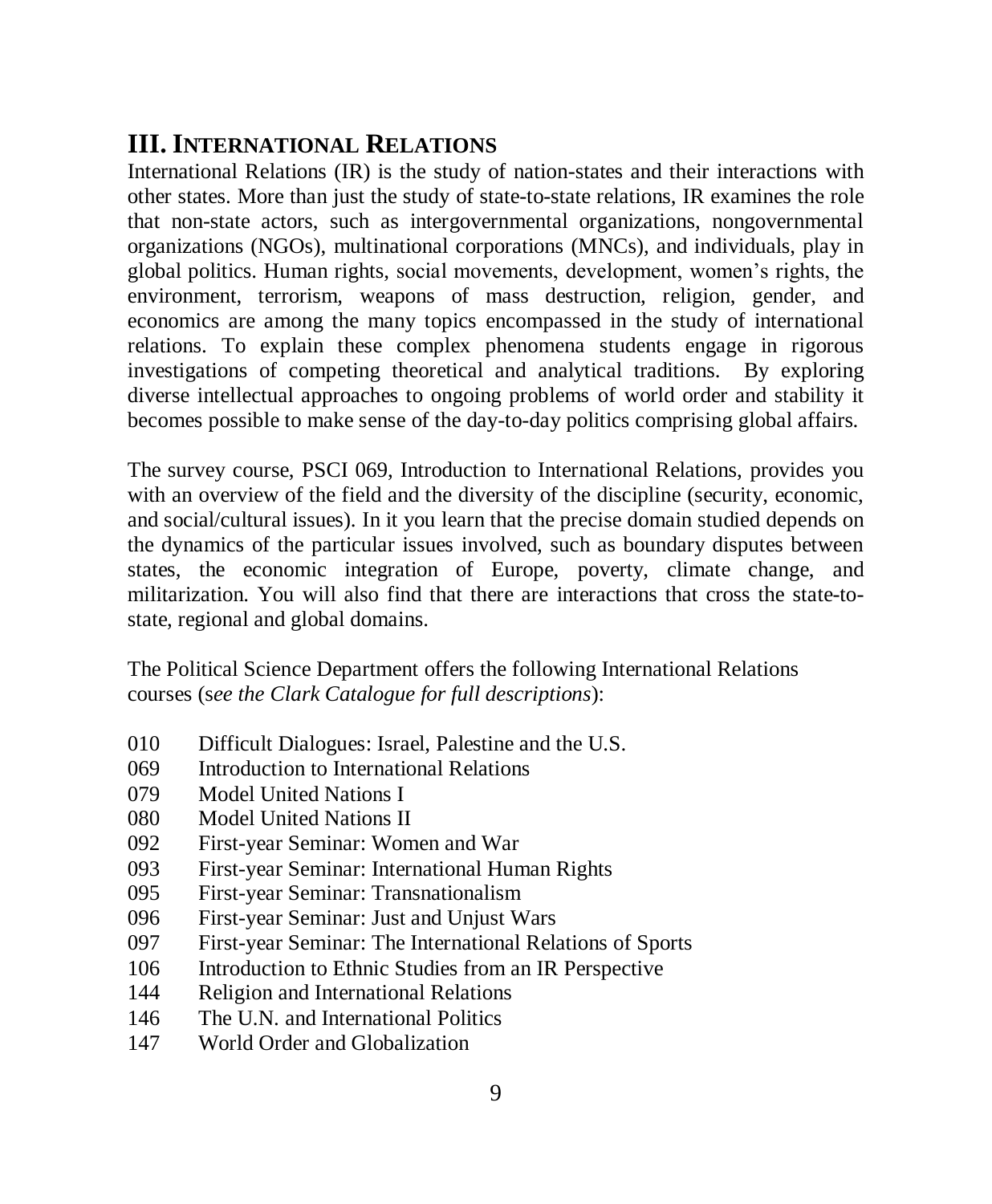## III. International Relations

International Relations (IR) is the study of nation-states and their interactions with other states. More than just the study of state-to-state relations, IR examines the role that non-state actors, such as intergovernmental organizations, nongovernmental organizations (NGOs), multinational corporations (MNCs), and individuals, play in global politics. Human rights, social movements, development, women's rights, the environment, terrorism, weapons of mass destruction, religion, gender, and economics are among the many topics encompassed in the study of international relations. To explain these complex phenomena students engage in rigorous investigations of competing theoretical and analytical traditions. By exploring diverse intellectual approaches to ongoing problems of world order and stability it becomes possible to make sense of the day-to-day politics comprising global affairs.

The survey course, PSCI 069, Introduction to International Relations, provides you with an overview of the field and the diversity of the discipline (security, economic, and social/cultural issues). In it you learn that the precise domain studied depends on the dynamics of the particular issues involved, such as boundary disputes between states, the economic integration of Europe, poverty, climate change, and militarization. You will also find that there are interactions that cross the state-to-state, regional and global domains.

The Political Science Department offers the following International Relations courses (*see the Clark Catalogue for full descriptions*):

- 010 Difficult Dialogues: Israel, Palestine and the U.S.
- 069 Introduction to International Relations
- 079 Model United Nations I
- 080 Model United Nations II
- 092 First-year Seminar: Women and War
- 093 First-year Seminar: International Human Rights
- 095 First-year Seminar: Transnationalism
- 096 First-year Seminar: Just and Unjust Wars
- 097 First-year Seminar: The International Relations of Sports
- 106 Introduction to Ethnic Studies from an IR Perspective
- 144 Religion and International Relations
- 146 The U.N. and International Politics
- 147 World Order and Globalization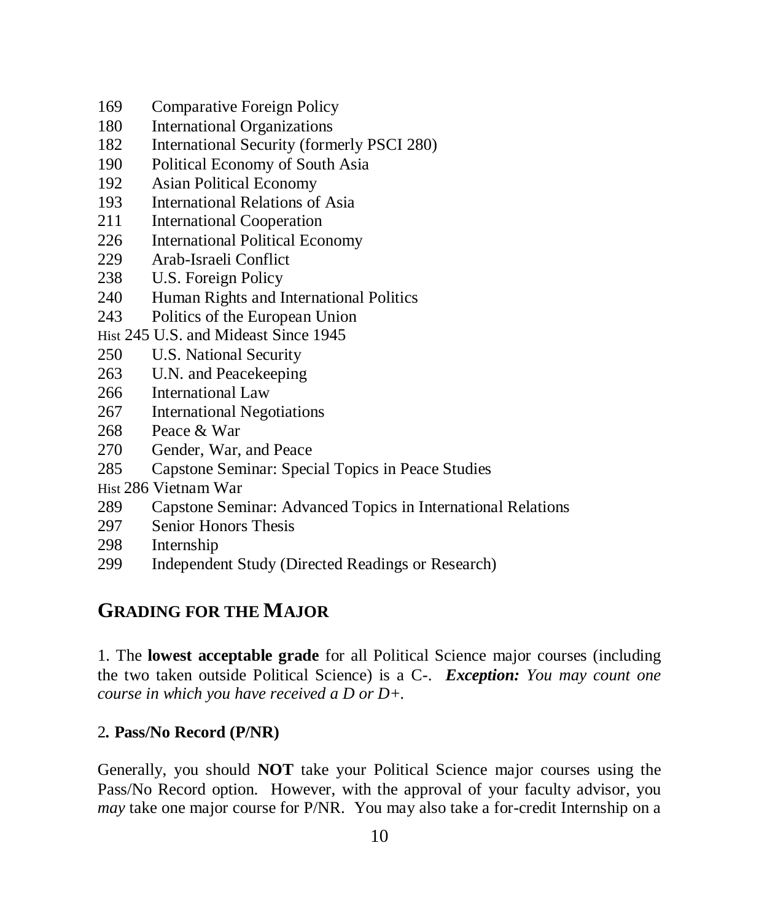169 Comparative Foreign Policy
180 International Organizations
182 International Security (formerly PSCI 280)
190 Political Economy of South Asia
192 Asian Political Economy
193 International Relations of Asia
211 International Cooperation
226 International Political Economy
229 Arab-Israeli Conflict
238 U.S. Foreign Policy
240 Human Rights and International Politics
243 Politics of the European Union
Hist 245 U.S. and Mideast Since 1945
250 U.S. National Security
263 U.N. and Peacekeeping
266 International Law
267 International Negotiations
268 Peace & War
270 Gender, War, and Peace
285 Capstone Seminar: Special Topics in Peace Studies
Hist 286 Vietnam War
289 Capstone Seminar: Advanced Topics in International Relations
297 Senior Honors Thesis
298 Internship
299 Independent Study (Directed Readings or Research)

## GRADING FOR THE MAJOR

1. The **lowest acceptable grade** for all Political Science major courses (including the two taken outside Political Science) is a C-. ***Exception:*** *You may count one course in which you have received a D or D+.*

2**. Pass/No Record (P/NR)**

Generally, you should **NOT** take your Political Science major courses using the Pass/No Record option. However, with the approval of your faculty advisor, you *may* take one major course for P/NR. You may also take a for-credit Internship on a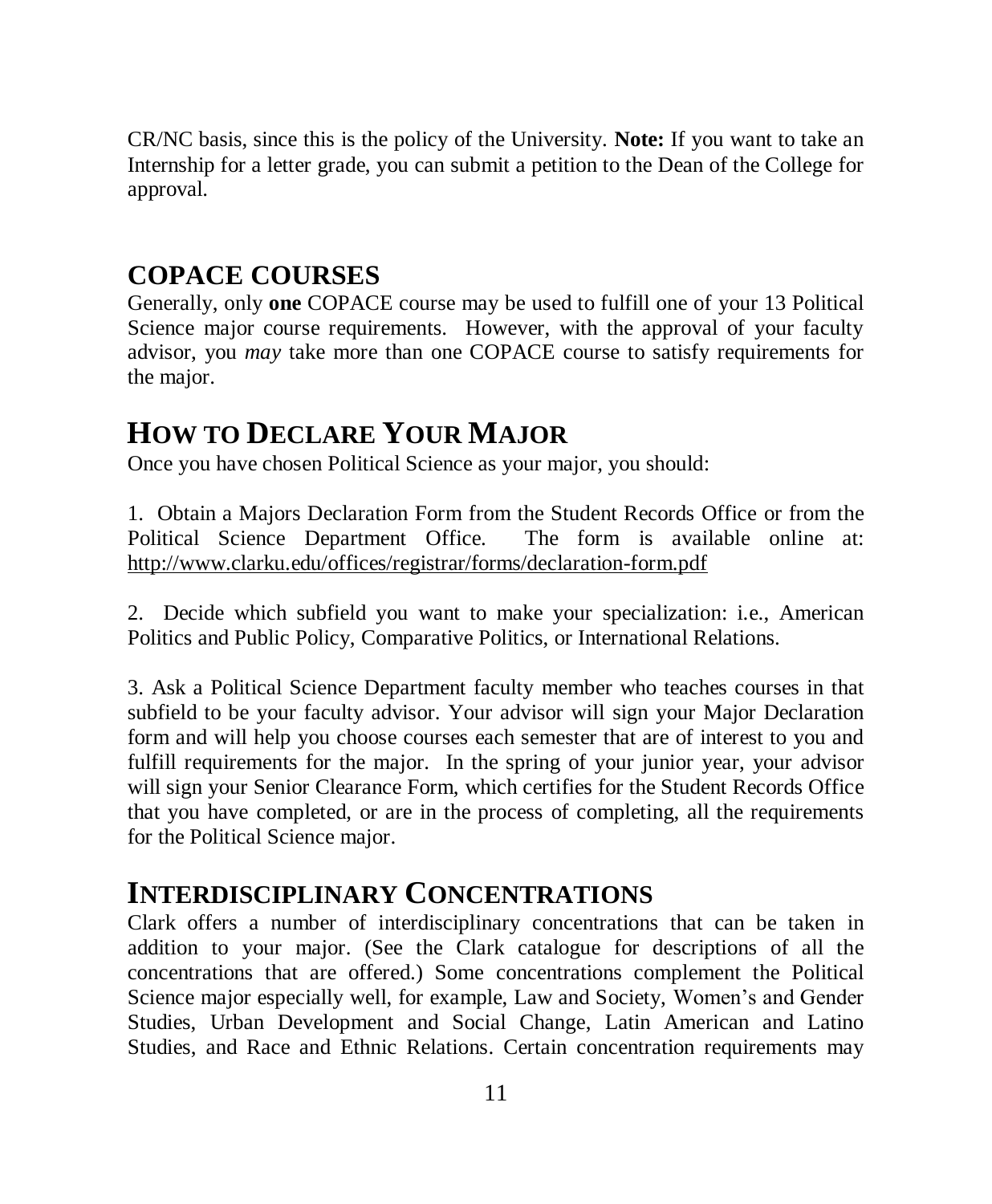CR/NC basis, since this is the policy of the University. **Note:** If you want to take an Internship for a letter grade, you can submit a petition to the Dean of the College for approval.

## COPACE COURSES

Generally, only **one** COPACE course may be used to fulfill one of your 13 Political Science major course requirements. However, with the approval of your faculty advisor, you *may* take more than one COPACE course to satisfy requirements for the major.

## HOW TO DECLARE YOUR MAJOR

Once you have chosen Political Science as your major, you should:

1. Obtain a Majors Declaration Form from the Student Records Office or from the Political Science Department Office. The form is available online at: http://www.clarku.edu/offices/registrar/forms/declaration-form.pdf

2. Decide which subfield you want to make your specialization: i.e., American Politics and Public Policy, Comparative Politics, or International Relations.

3. Ask a Political Science Department faculty member who teaches courses in that subfield to be your faculty advisor. Your advisor will sign your Major Declaration form and will help you choose courses each semester that are of interest to you and fulfill requirements for the major. In the spring of your junior year, your advisor will sign your Senior Clearance Form, which certifies for the Student Records Office that you have completed, or are in the process of completing, all the requirements for the Political Science major.

## INTERDISCIPLINARY CONCENTRATIONS

Clark offers a number of interdisciplinary concentrations that can be taken in addition to your major. (See the Clark catalogue for descriptions of all the concentrations that are offered.) Some concentrations complement the Political Science major especially well, for example, Law and Society, Women's and Gender Studies, Urban Development and Social Change, Latin American and Latino Studies, and Race and Ethnic Relations. Certain concentration requirements may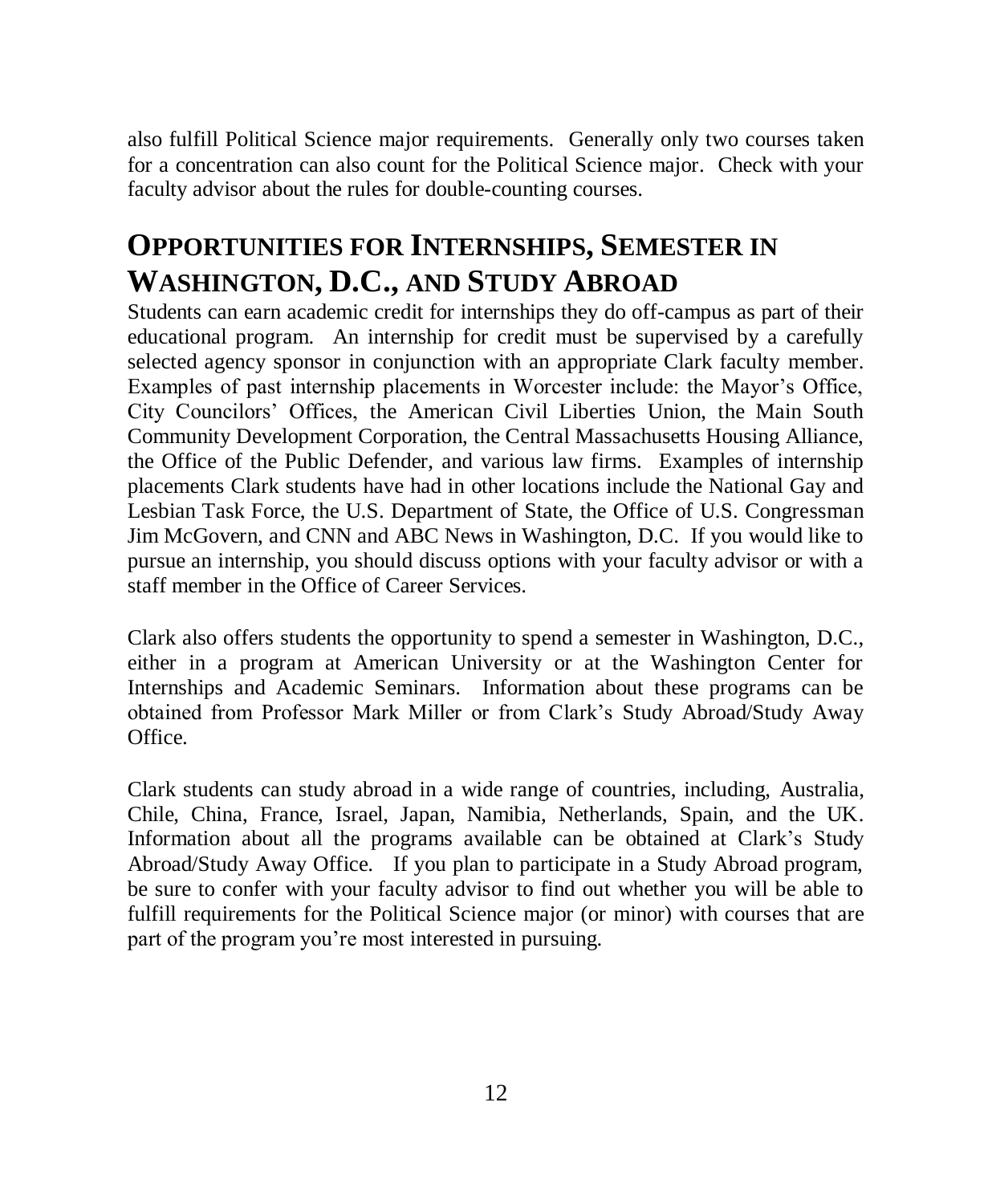also fulfill Political Science major requirements. Generally only two courses taken for a concentration can also count for the Political Science major. Check with your faculty advisor about the rules for double-counting courses.

## Opportunities for Internships, Semester in Washington, D.C., and Study Abroad

Students can earn academic credit for internships they do off-campus as part of their educational program. An internship for credit must be supervised by a carefully selected agency sponsor in conjunction with an appropriate Clark faculty member. Examples of past internship placements in Worcester include: the Mayor's Office, City Councilors' Offices, the American Civil Liberties Union, the Main South Community Development Corporation, the Central Massachusetts Housing Alliance, the Office of the Public Defender, and various law firms. Examples of internship placements Clark students have had in other locations include the National Gay and Lesbian Task Force, the U.S. Department of State, the Office of U.S. Congressman Jim McGovern, and CNN and ABC News in Washington, D.C. If you would like to pursue an internship, you should discuss options with your faculty advisor or with a staff member in the Office of Career Services.

Clark also offers students the opportunity to spend a semester in Washington, D.C., either in a program at American University or at the Washington Center for Internships and Academic Seminars. Information about these programs can be obtained from Professor Mark Miller or from Clark's Study Abroad/Study Away Office.

Clark students can study abroad in a wide range of countries, including, Australia, Chile, China, France, Israel, Japan, Namibia, Netherlands, Spain, and the UK. Information about all the programs available can be obtained at Clark's Study Abroad/Study Away Office. If you plan to participate in a Study Abroad program, be sure to confer with your faculty advisor to find out whether you will be able to fulfill requirements for the Political Science major (or minor) with courses that are part of the program you're most interested in pursuing.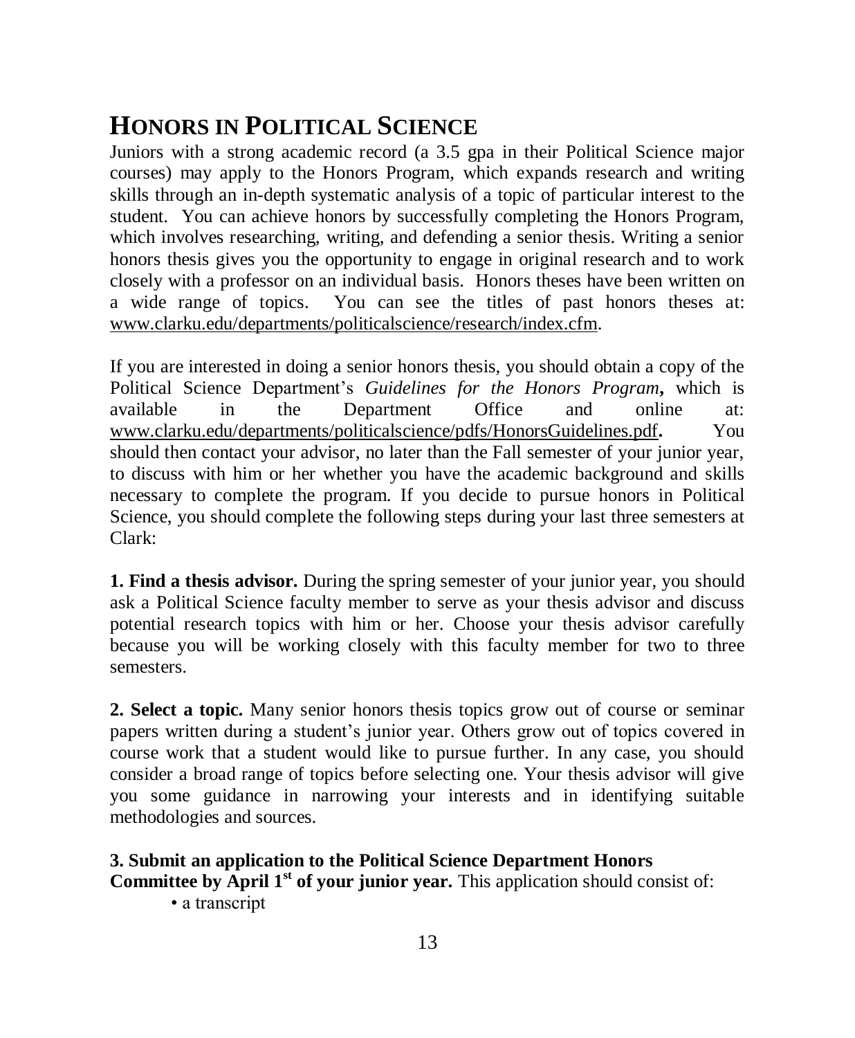# HONORS IN POLITICAL SCIENCE

Juniors with a strong academic record (a 3.5 gpa in their Political Science major courses) may apply to the Honors Program, which expands research and writing skills through an in-depth systematic analysis of a topic of particular interest to the student. You can achieve honors by successfully completing the Honors Program, which involves researching, writing, and defending a senior thesis. Writing a senior honors thesis gives you the opportunity to engage in original research and to work closely with a professor on an individual basis. Honors theses have been written on a wide range of topics. You can see the titles of past honors theses at: www.clarku.edu/departments/politicalscience/research/index.cfm.

If you are interested in doing a senior honors thesis, you should obtain a copy of the Political Science Department's *Guidelines for the Honors Program***,** which is available in the Department Office and online at: www.clarku.edu/departments/politicalscience/pdfs/HonorsGuidelines.pdf**.** You should then contact your advisor, no later than the Fall semester of your junior year, to discuss with him or her whether you have the academic background and skills necessary to complete the program. If you decide to pursue honors in Political Science, you should complete the following steps during your last three semesters at Clark:

**1. Find a thesis advisor.** During the spring semester of your junior year, you should ask a Political Science faculty member to serve as your thesis advisor and discuss potential research topics with him or her. Choose your thesis advisor carefully because you will be working closely with this faculty member for two to three semesters.

**2. Select a topic.** Many senior honors thesis topics grow out of course or seminar papers written during a student's junior year. Others grow out of topics covered in course work that a student would like to pursue further. In any case, you should consider a broad range of topics before selecting one. Your thesis advisor will give you some guidance in narrowing your interests and in identifying suitable methodologies and sources.

**3. Submit an application to the Political Science Department Honors Committee by April 1st of your junior year.** This application should consist of:

- a transcript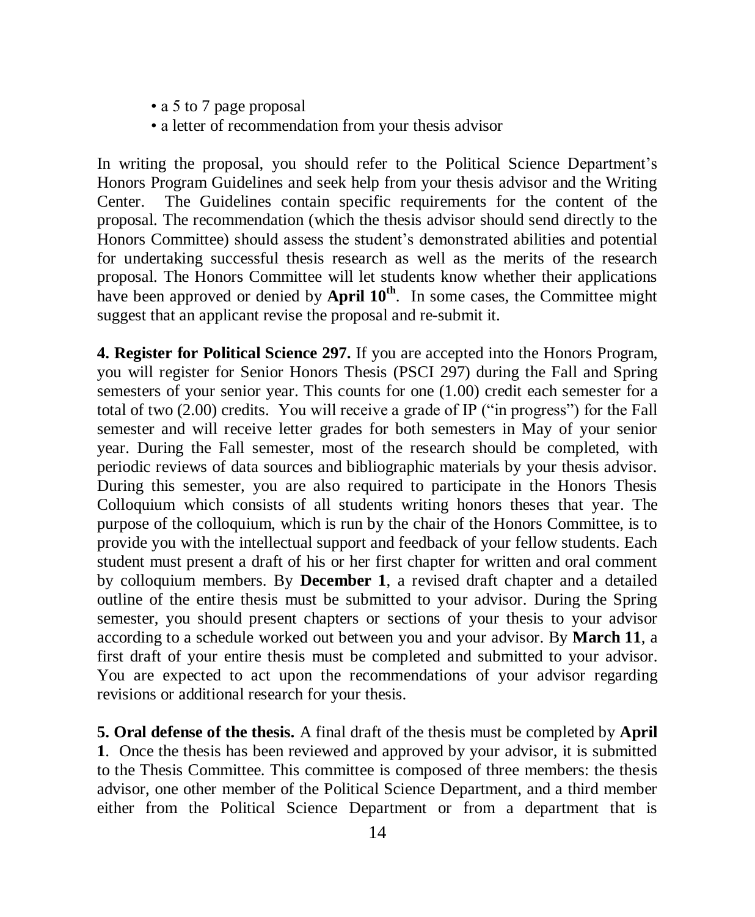- a 5 to 7 page proposal
- a letter of recommendation from your thesis advisor

In writing the proposal, you should refer to the Political Science Department's Honors Program Guidelines and seek help from your thesis advisor and the Writing Center. The Guidelines contain specific requirements for the content of the proposal. The recommendation (which the thesis advisor should send directly to the Honors Committee) should assess the student's demonstrated abilities and potential for undertaking successful thesis research as well as the merits of the research proposal. The Honors Committee will let students know whether their applications have been approved or denied by **April 10th**. In some cases, the Committee might suggest that an applicant revise the proposal and re-submit it.

**4. Register for Political Science 297.** If you are accepted into the Honors Program, you will register for Senior Honors Thesis (PSCI 297) during the Fall and Spring semesters of your senior year. This counts for one (1.00) credit each semester for a total of two (2.00) credits. You will receive a grade of IP ("in progress") for the Fall semester and will receive letter grades for both semesters in May of your senior year. During the Fall semester, most of the research should be completed, with periodic reviews of data sources and bibliographic materials by your thesis advisor. During this semester, you are also required to participate in the Honors Thesis Colloquium which consists of all students writing honors theses that year. The purpose of the colloquium, which is run by the chair of the Honors Committee, is to provide you with the intellectual support and feedback of your fellow students. Each student must present a draft of his or her first chapter for written and oral comment by colloquium members. By **December 1**, a revised draft chapter and a detailed outline of the entire thesis must be submitted to your advisor. During the Spring semester, you should present chapters or sections of your thesis to your advisor according to a schedule worked out between you and your advisor. By **March 11**, a first draft of your entire thesis must be completed and submitted to your advisor. You are expected to act upon the recommendations of your advisor regarding revisions or additional research for your thesis.

**5. Oral defense of the thesis.** A final draft of the thesis must be completed by **April 1**. Once the thesis has been reviewed and approved by your advisor, it is submitted to the Thesis Committee. This committee is composed of three members: the thesis advisor, one other member of the Political Science Department, and a third member either from the Political Science Department or from a department that is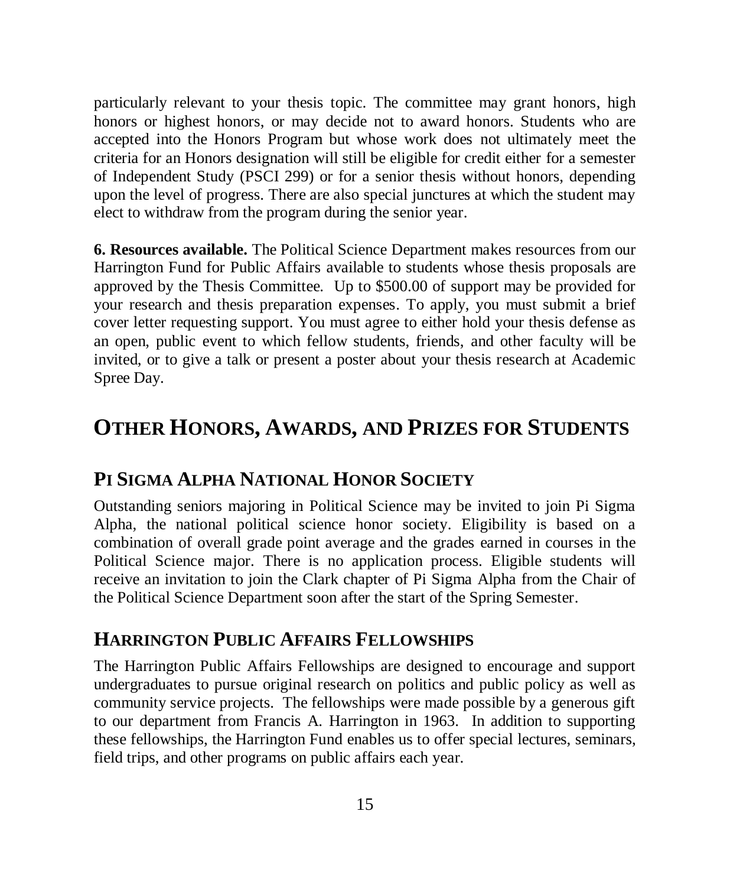particularly relevant to your thesis topic. The committee may grant honors, high honors or highest honors, or may decide not to award honors. Students who are accepted into the Honors Program but whose work does not ultimately meet the criteria for an Honors designation will still be eligible for credit either for a semester of Independent Study (PSCI 299) or for a senior thesis without honors, depending upon the level of progress. There are also special junctures at which the student may elect to withdraw from the program during the senior year.

**6. Resources available.** The Political Science Department makes resources from our Harrington Fund for Public Affairs available to students whose thesis proposals are approved by the Thesis Committee. Up to $500.00 of support may be provided for your research and thesis preparation expenses. To apply, you must submit a brief cover letter requesting support. You must agree to either hold your thesis defense as an open, public event to which fellow students, friends, and other faculty will be invited, or to give a talk or present a poster about your thesis research at Academic Spree Day.

# OTHER HONORS, AWARDS, AND PRIZES FOR STUDENTS

## PI SIGMA ALPHA NATIONAL HONOR SOCIETY

Outstanding seniors majoring in Political Science may be invited to join Pi Sigma Alpha, the national political science honor society. Eligibility is based on a combination of overall grade point average and the grades earned in courses in the Political Science major. There is no application process. Eligible students will receive an invitation to join the Clark chapter of Pi Sigma Alpha from the Chair of the Political Science Department soon after the start of the Spring Semester.

## HARRINGTON PUBLIC AFFAIRS FELLOWSHIPS

The Harrington Public Affairs Fellowships are designed to encourage and support undergraduates to pursue original research on politics and public policy as well as community service projects. The fellowships were made possible by a generous gift to our department from Francis A. Harrington in 1963. In addition to supporting these fellowships, the Harrington Fund enables us to offer special lectures, seminars, field trips, and other programs on public affairs each year.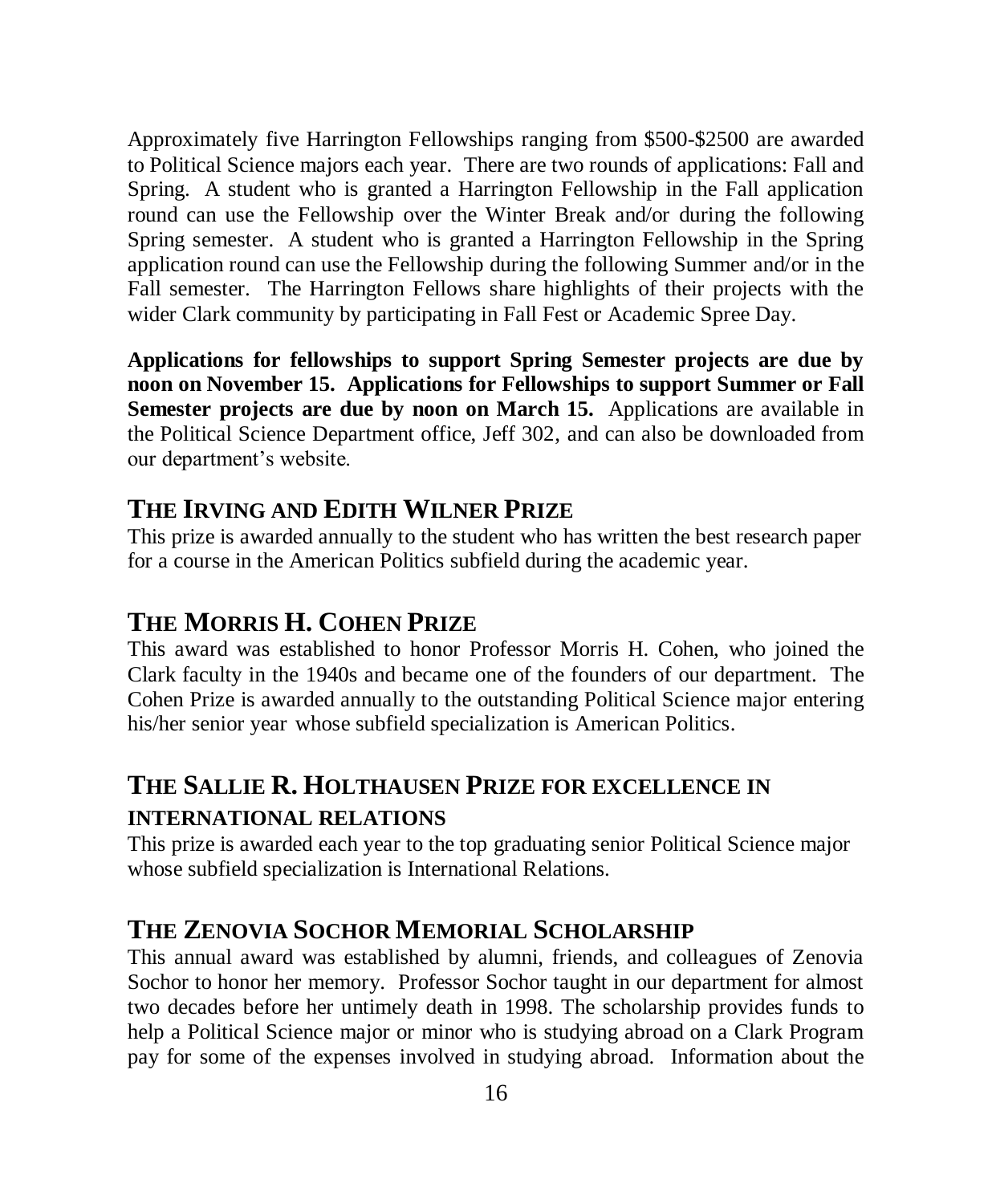Approximately five Harrington Fellowships ranging from $500-$2500 are awarded to Political Science majors each year. There are two rounds of applications: Fall and Spring. A student who is granted a Harrington Fellowship in the Fall application round can use the Fellowship over the Winter Break and/or during the following Spring semester. A student who is granted a Harrington Fellowship in the Spring application round can use the Fellowship during the following Summer and/or in the Fall semester. The Harrington Fellows share highlights of their projects with the wider Clark community by participating in Fall Fest or Academic Spree Day.

**Applications for fellowships to support Spring Semester projects are due by noon on November 15. Applications for Fellowships to support Summer or Fall Semester projects are due by noon on March 15.** Applications are available in the Political Science Department office, Jeff 302, and can also be downloaded from our department's website.

## THE IRVING AND EDITH WILNER PRIZE

This prize is awarded annually to the student who has written the best research paper for a course in the American Politics subfield during the academic year.

## THE MORRIS H. COHEN PRIZE

This award was established to honor Professor Morris H. Cohen, who joined the Clark faculty in the 1940s and became one of the founders of our department. The Cohen Prize is awarded annually to the outstanding Political Science major entering his/her senior year whose subfield specialization is American Politics.

## THE SALLIE R. HOLTHAUSEN PRIZE FOR EXCELLENCE IN INTERNATIONAL RELATIONS

This prize is awarded each year to the top graduating senior Political Science major whose subfield specialization is International Relations.

## THE ZENOVIA SOCHOR MEMORIAL SCHOLARSHIP

This annual award was established by alumni, friends, and colleagues of Zenovia Sochor to honor her memory. Professor Sochor taught in our department for almost two decades before her untimely death in 1998. The scholarship provides funds to help a Political Science major or minor who is studying abroad on a Clark Program pay for some of the expenses involved in studying abroad. Information about the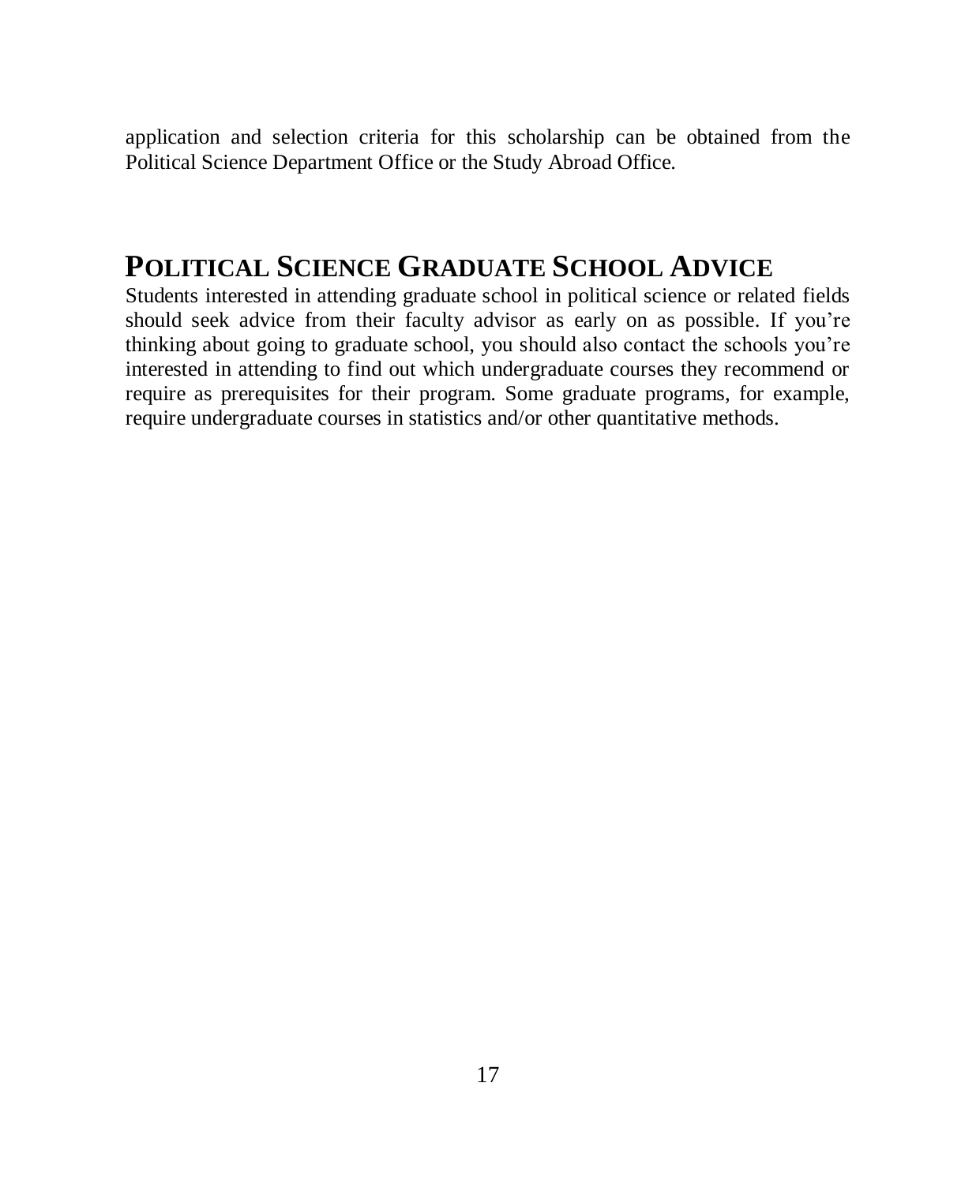application and selection criteria for this scholarship can be obtained from the Political Science Department Office or the Study Abroad Office.

## POLITICAL SCIENCE GRADUATE SCHOOL ADVICE

Students interested in attending graduate school in political science or related fields should seek advice from their faculty advisor as early on as possible. If you're thinking about going to graduate school, you should also contact the schools you're interested in attending to find out which undergraduate courses they recommend or require as prerequisites for their program. Some graduate programs, for example, require undergraduate courses in statistics and/or other quantitative methods.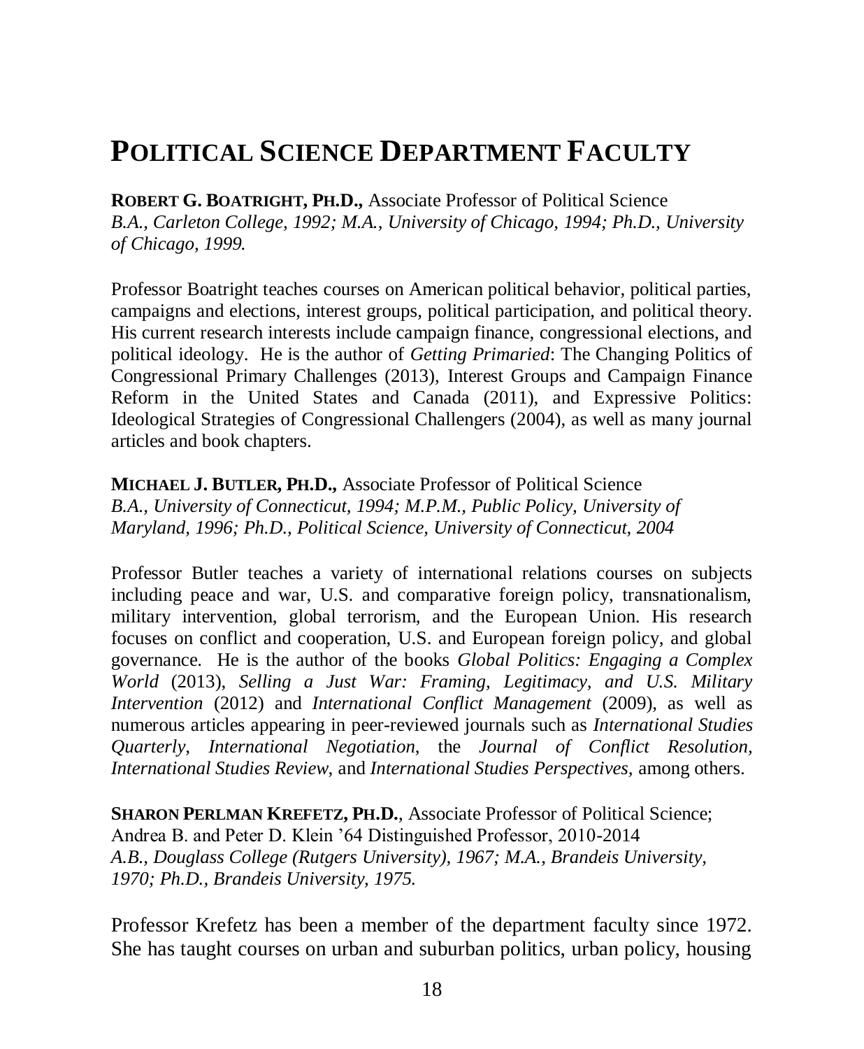# POLITICAL SCIENCE DEPARTMENT FACULTY

**ROBERT G. BOATRIGHT, PH.D.,** Associate Professor of Political Science
*B.A., Carleton College, 1992; M.A., University of Chicago, 1994; Ph.D., University of Chicago, 1999.*

Professor Boatright teaches courses on American political behavior, political parties, campaigns and elections, interest groups, political participation, and political theory. His current research interests include campaign finance, congressional elections, and political ideology. He is the author of *Getting Primaried*: The Changing Politics of Congressional Primary Challenges (2013), Interest Groups and Campaign Finance Reform in the United States and Canada (2011), and Expressive Politics: Ideological Strategies of Congressional Challengers (2004), as well as many journal articles and book chapters.

**MICHAEL J. BUTLER, PH.D.,** Associate Professor of Political Science
*B.A., University of Connecticut, 1994; M.P.M., Public Policy, University of Maryland, 1996; Ph.D., Political Science, University of Connecticut, 2004*

Professor Butler teaches a variety of international relations courses on subjects including peace and war, U.S. and comparative foreign policy, transnationalism, military intervention, global terrorism, and the European Union. His research focuses on conflict and cooperation, U.S. and European foreign policy, and global governance. He is the author of the books *Global Politics: Engaging a Complex World* (2013), *Selling a Just War: Framing, Legitimacy, and U.S. Military Intervention* (2012) and *International Conflict Management* (2009), as well as numerous articles appearing in peer-reviewed journals such as *International Studies Quarterly, International Negotiation,* the *Journal of Conflict Resolution, International Studies Review,* and *International Studies Perspectives,* among others.

**SHARON PERLMAN KREFETZ, PH.D.**, Associate Professor of Political Science; Andrea B. and Peter D. Klein '64 Distinguished Professor, 2010-2014
*A.B., Douglass College (Rutgers University), 1967; M.A., Brandeis University, 1970; Ph.D., Brandeis University, 1975.*

Professor Krefetz has been a member of the department faculty since 1972. She has taught courses on urban and suburban politics, urban policy, housing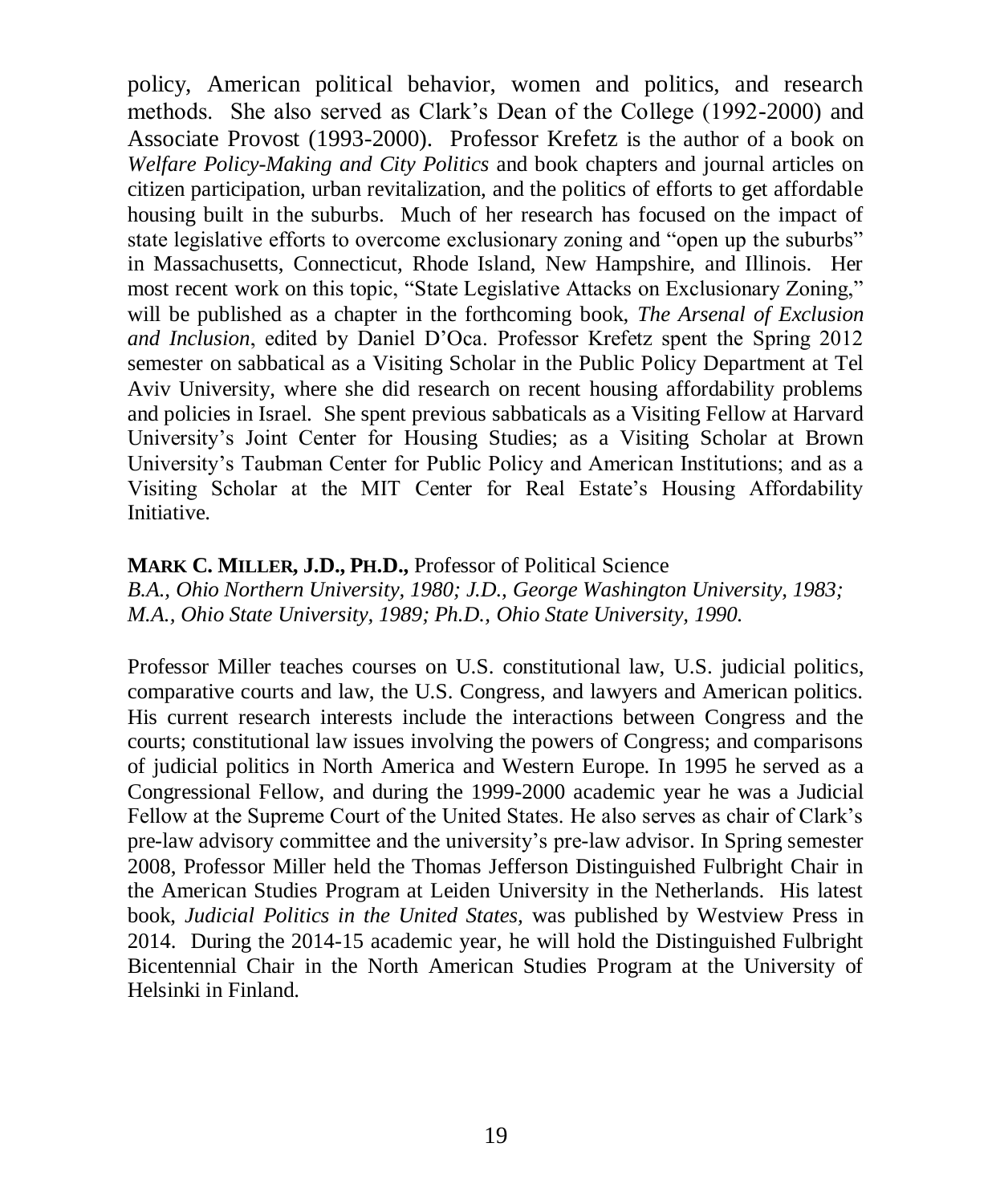policy, American political behavior, women and politics, and research methods. She also served as Clark's Dean of the College (1992-2000) and Associate Provost (1993-2000). Professor Krefetz is the author of a book on *Welfare Policy-Making and City Politics* and book chapters and journal articles on citizen participation, urban revitalization, and the politics of efforts to get affordable housing built in the suburbs. Much of her research has focused on the impact of state legislative efforts to overcome exclusionary zoning and "open up the suburbs" in Massachusetts, Connecticut, Rhode Island, New Hampshire, and Illinois. Her most recent work on this topic, "State Legislative Attacks on Exclusionary Zoning," will be published as a chapter in the forthcoming book, *The Arsenal of Exclusion and Inclusion*, edited by Daniel D'Oca. Professor Krefetz spent the Spring 2012 semester on sabbatical as a Visiting Scholar in the Public Policy Department at Tel Aviv University, where she did research on recent housing affordability problems and policies in Israel. She spent previous sabbaticals as a Visiting Fellow at Harvard University's Joint Center for Housing Studies; as a Visiting Scholar at Brown University's Taubman Center for Public Policy and American Institutions; and as a Visiting Scholar at the MIT Center for Real Estate's Housing Affordability Initiative.

**MARK C. MILLER, J.D., PH.D.,** Professor of Political Science
*B.A., Ohio Northern University, 1980; J.D., George Washington University, 1983; M.A., Ohio State University, 1989; Ph.D., Ohio State University, 1990.*

Professor Miller teaches courses on U.S. constitutional law, U.S. judicial politics, comparative courts and law, the U.S. Congress, and lawyers and American politics. His current research interests include the interactions between Congress and the courts; constitutional law issues involving the powers of Congress; and comparisons of judicial politics in North America and Western Europe. In 1995 he served as a Congressional Fellow, and during the 1999-2000 academic year he was a Judicial Fellow at the Supreme Court of the United States. He also serves as chair of Clark's pre-law advisory committee and the university's pre-law advisor. In Spring semester 2008, Professor Miller held the Thomas Jefferson Distinguished Fulbright Chair in the American Studies Program at Leiden University in the Netherlands. His latest book, *Judicial Politics in the United States,* was published by Westview Press in 2014. During the 2014-15 academic year, he will hold the Distinguished Fulbright Bicentennial Chair in the North American Studies Program at the University of Helsinki in Finland.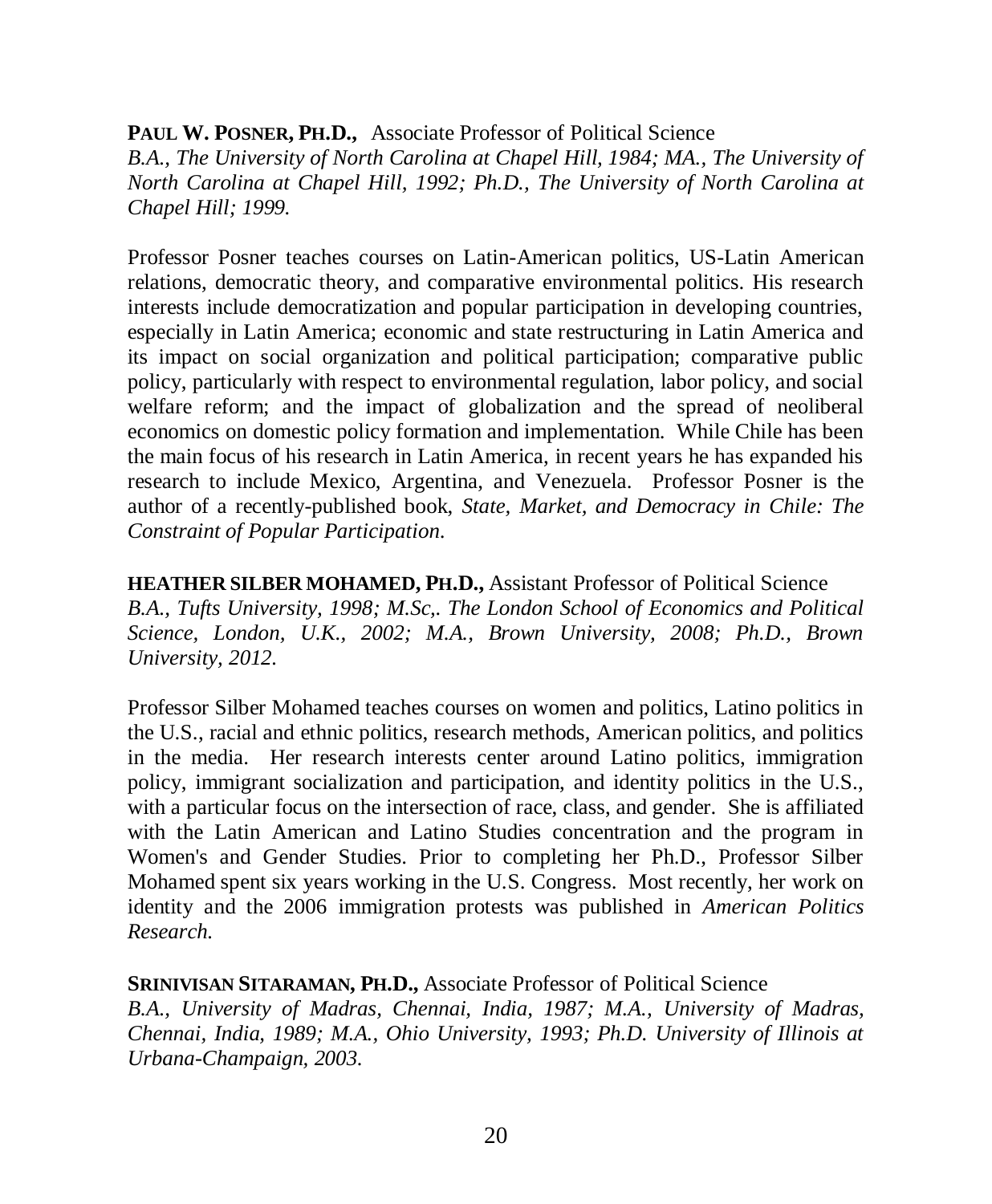**PAUL W. POSNER, PH.D.,** Associate Professor of Political Science
*B.A., The University of North Carolina at Chapel Hill, 1984; MA., The University of North Carolina at Chapel Hill, 1992; Ph.D., The University of North Carolina at Chapel Hill; 1999.*

Professor Posner teaches courses on Latin-American politics, US-Latin American relations, democratic theory, and comparative environmental politics. His research interests include democratization and popular participation in developing countries, especially in Latin America; economic and state restructuring in Latin America and its impact on social organization and political participation; comparative public policy, particularly with respect to environmental regulation, labor policy, and social welfare reform; and the impact of globalization and the spread of neoliberal economics on domestic policy formation and implementation. While Chile has been the main focus of his research in Latin America, in recent years he has expanded his research to include Mexico, Argentina, and Venezuela. Professor Posner is the author of a recently-published book, *State, Market, and Democracy in Chile: The Constraint of Popular Participation.*

**HEATHER SILBER MOHAMED, PH.D.,** Assistant Professor of Political Science
*B.A., Tufts University, 1998; M.Sc,. The London School of Economics and Political Science, London, U.K., 2002; M.A., Brown University, 2008; Ph.D., Brown University, 2012.*

Professor Silber Mohamed teaches courses on women and politics, Latino politics in the U.S., racial and ethnic politics, research methods, American politics, and politics in the media. Her research interests center around Latino politics, immigration policy, immigrant socialization and participation, and identity politics in the U.S., with a particular focus on the intersection of race, class, and gender. She is affiliated with the Latin American and Latino Studies concentration and the program in Women's and Gender Studies. Prior to completing her Ph.D., Professor Silber Mohamed spent six years working in the U.S. Congress. Most recently, her work on identity and the 2006 immigration protests was published in *American Politics Research.*

**SRINIVISAN SITARAMAN, PH.D.,** Associate Professor of Political Science
*B.A., University of Madras, Chennai, India, 1987; M.A., University of Madras, Chennai, India, 1989; M.A., Ohio University, 1993; Ph.D. University of Illinois at Urbana-Champaign, 2003.*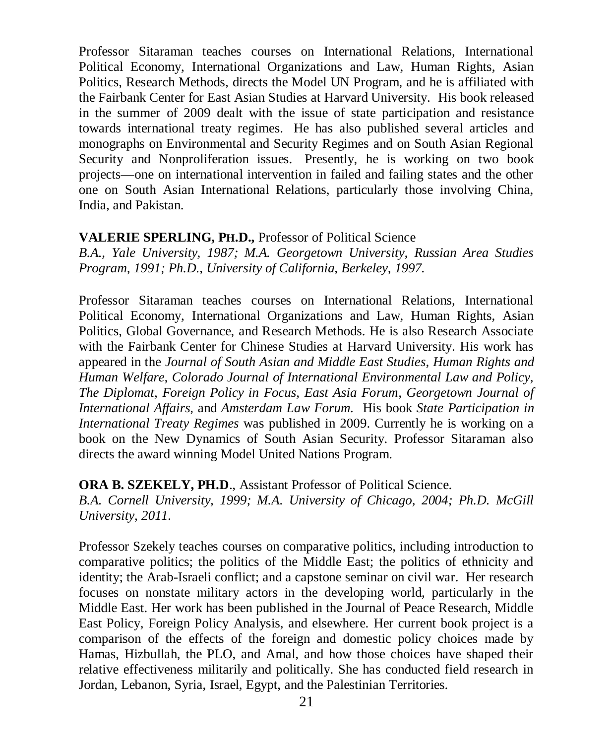Professor Sitaraman teaches courses on International Relations, International Political Economy, International Organizations and Law, Human Rights, Asian Politics, Research Methods, directs the Model UN Program, and he is affiliated with the Fairbank Center for East Asian Studies at Harvard University. His book released in the summer of 2009 dealt with the issue of state participation and resistance towards international treaty regimes. He has also published several articles and monographs on Environmental and Security Regimes and on South Asian Regional Security and Nonproliferation issues. Presently, he is working on two book projects—one on international intervention in failed and failing states and the other one on South Asian International Relations, particularly those involving China, India, and Pakistan.

**VALERIE SPERLING, PH.D.,** Professor of Political Science
*B.A., Yale University, 1987; M.A. Georgetown University, Russian Area Studies Program, 1991; Ph.D., University of California, Berkeley, 1997.*

Professor Sitaraman teaches courses on International Relations, International Political Economy, International Organizations and Law, Human Rights, Asian Politics, Global Governance, and Research Methods. He is also Research Associate with the Fairbank Center for Chinese Studies at Harvard University. His work has appeared in the *Journal of South Asian and Middle East Studies, Human Rights and Human Welfare, Colorado Journal of International Environmental Law and Policy, The Diplomat, Foreign Policy in Focus, East Asia Forum, Georgetown Journal of International Affairs,* and *Amsterdam Law Forum.* His book *State Participation in International Treaty Regimes* was published in 2009. Currently he is working on a book on the New Dynamics of South Asian Security. Professor Sitaraman also directs the award winning Model United Nations Program.

**ORA B. SZEKELY, PH.D**., Assistant Professor of Political Science.
*B.A. Cornell University, 1999; M.A. University of Chicago, 2004; Ph.D. McGill University, 2011.*

Professor Szekely teaches courses on comparative politics, including introduction to comparative politics; the politics of the Middle East; the politics of ethnicity and identity; the Arab-Israeli conflict; and a capstone seminar on civil war. Her research focuses on nonstate military actors in the developing world, particularly in the Middle East. Her work has been published in the Journal of Peace Research, Middle East Policy, Foreign Policy Analysis, and elsewhere. Her current book project is a comparison of the effects of the foreign and domestic policy choices made by Hamas, Hizbullah, the PLO, and Amal, and how those choices have shaped their relative effectiveness militarily and politically. She has conducted field research in Jordan, Lebanon, Syria, Israel, Egypt, and the Palestinian Territories.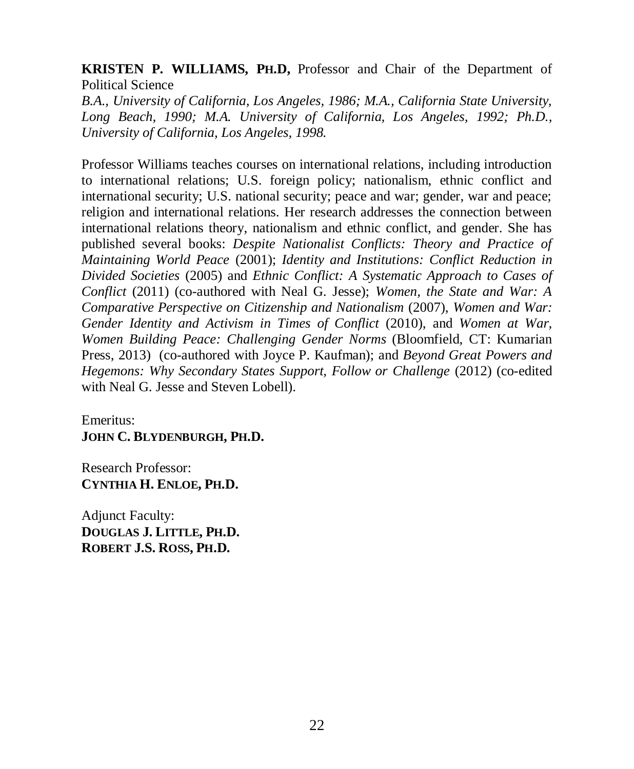**KRISTEN P. WILLIAMS, PH.D,** Professor and Chair of the Department of Political Science
*B.A., University of California, Los Angeles, 1986; M.A., California State University, Long Beach, 1990; M.A. University of California, Los Angeles, 1992; Ph.D., University of California, Los Angeles, 1998.*

Professor Williams teaches courses on international relations, including introduction to international relations; U.S. foreign policy; nationalism, ethnic conflict and international security; U.S. national security; peace and war; gender, war and peace; religion and international relations. Her research addresses the connection between international relations theory, nationalism and ethnic conflict, and gender. She has published several books: *Despite Nationalist Conflicts: Theory and Practice of Maintaining World Peace* (2001); *Identity and Institutions: Conflict Reduction in Divided Societies* (2005) and *Ethnic Conflict: A Systematic Approach to Cases of Conflict* (2011) (co-authored with Neal G. Jesse); *Women, the State and War: A Comparative Perspective on Citizenship and Nationalism* (2007), *Women and War: Gender Identity and Activism in Times of Conflict* (2010), and *Women at War, Women Building Peace: Challenging Gender Norms* (Bloomfield, CT: Kumarian Press, 2013) (co-authored with Joyce P. Kaufman); and *Beyond Great Powers and Hegemons: Why Secondary States Support, Follow or Challenge* (2012) (co-edited with Neal G. Jesse and Steven Lobell).

Emeritus:
**JOHN C. BLYDENBURGH, PH.D.**

Research Professor:
**CYNTHIA H. ENLOE, PH.D.**

Adjunct Faculty:
**DOUGLAS J. LITTLE, PH.D.**
**ROBERT J.S. ROSS, PH.D.**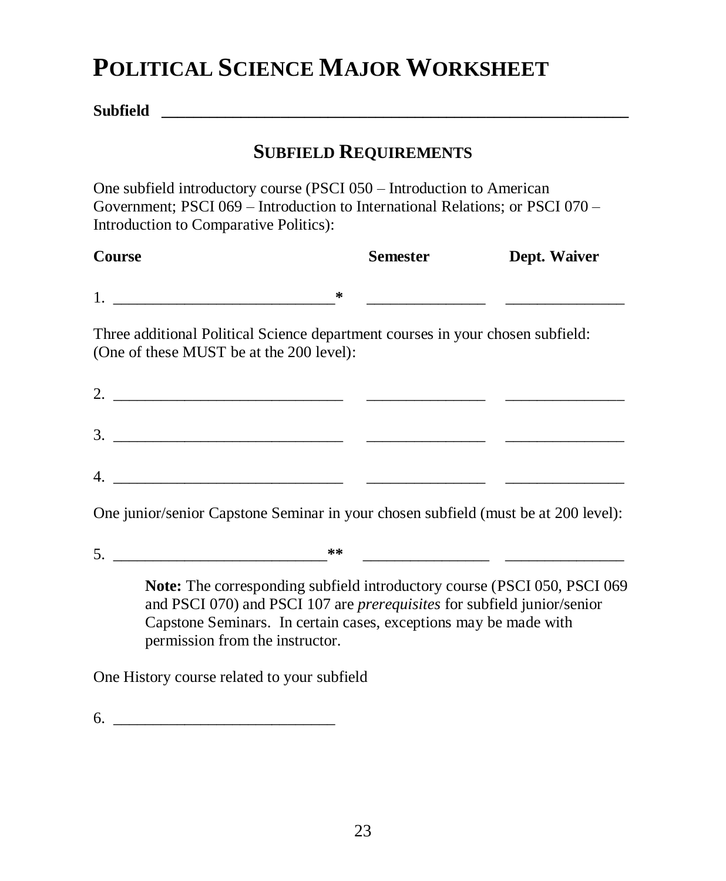# POLITICAL SCIENCE MAJOR WORKSHEET

**Subfield** ________________________________________________________

## SUBFIELD REQUIREMENTS

One subfield introductory course (PSCI 050 – Introduction to American Government; PSCI 069 – Introduction to International Relations; or PSCI 070 – Introduction to Comparative Politics):

| Course | Semester | Dept. Waiver |
| --- | --- | --- |
| 1. ____________________________* | _______________ | _______________ |

Three additional Political Science department courses in your chosen subfield: (One of these MUST be at the 200 level):

| Course | Semester | Dept. Waiver |
| --- | --- | --- |
| 2. ______________________________ | _______________ | _______________ |
| 3. ______________________________ | _______________ | _______________ |
| 4. ______________________________ | _______________ | _______________ |

One junior/senior Capstone Seminar in your chosen subfield (must be at 200 level):

| Course | Semester | Dept. Waiver |
| --- | --- | --- |
| 5. ____________________________** | ________________ | _______________ |

> **Note:** The corresponding subfield introductory course (PSCI 050, PSCI 069 and PSCI 070) and PSCI 107 are *prerequisites* for subfield junior/senior Capstone Seminars. In certain cases, exceptions may be made with permission from the instructor.

One History course related to your subfield

6. ____________________________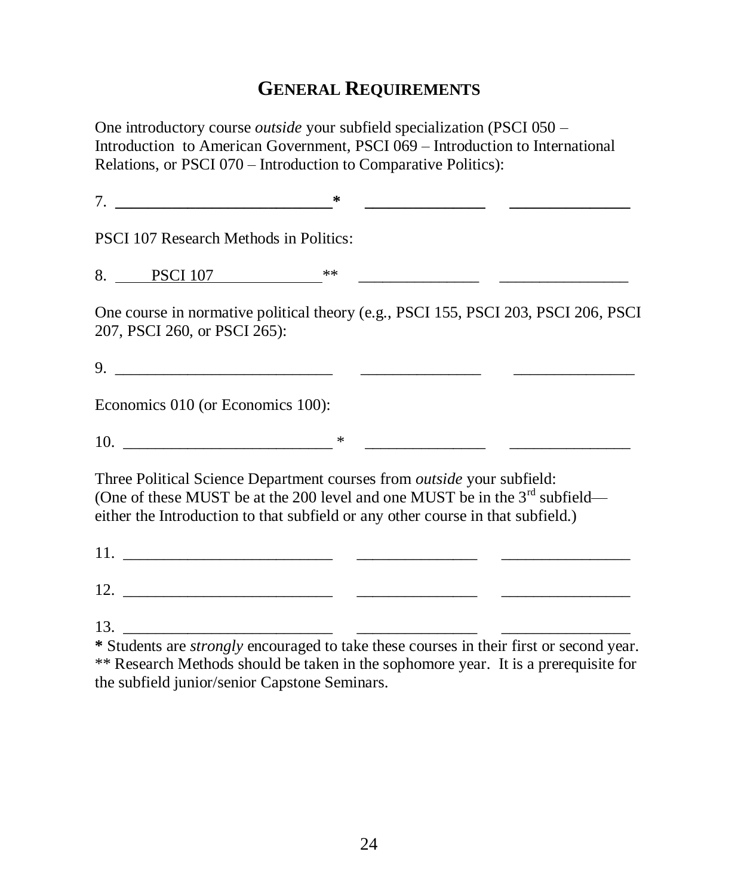## General Requirements

One introductory course *outside* your subfield specialization (PSCI 050 – Introduction to American Government, PSCI 069 – Introduction to International Relations, or PSCI 070 – Introduction to Comparative Politics):

7. ___________________________* _______________ _______________

PSCI 107 Research Methods in Politics:

8. PSCI 107 ** _______________ _______________

One course in normative political theory (e.g., PSCI 155, PSCI 203, PSCI 206, PSCI 207, PSCI 260, or PSCI 265):

9. ___________________________ _______________ _______________

Economics 010 (or Economics 100):

10. ___________________________ * _______________ _______________

Three Political Science Department courses from *outside* your subfield:
(One of these MUST be at the 200 level and one MUST be in the 3rd subfield—either the Introduction to that subfield or any other course in that subfield.)

11. ___________________________ _______________ _______________

12. ___________________________ _______________ _______________

13. ___________________________ _______________ _______________

**\*** Students are *strongly* encouraged to take these courses in their first or second year.
** Research Methods should be taken in the sophomore year. It is a prerequisite for the subfield junior/senior Capstone Seminars.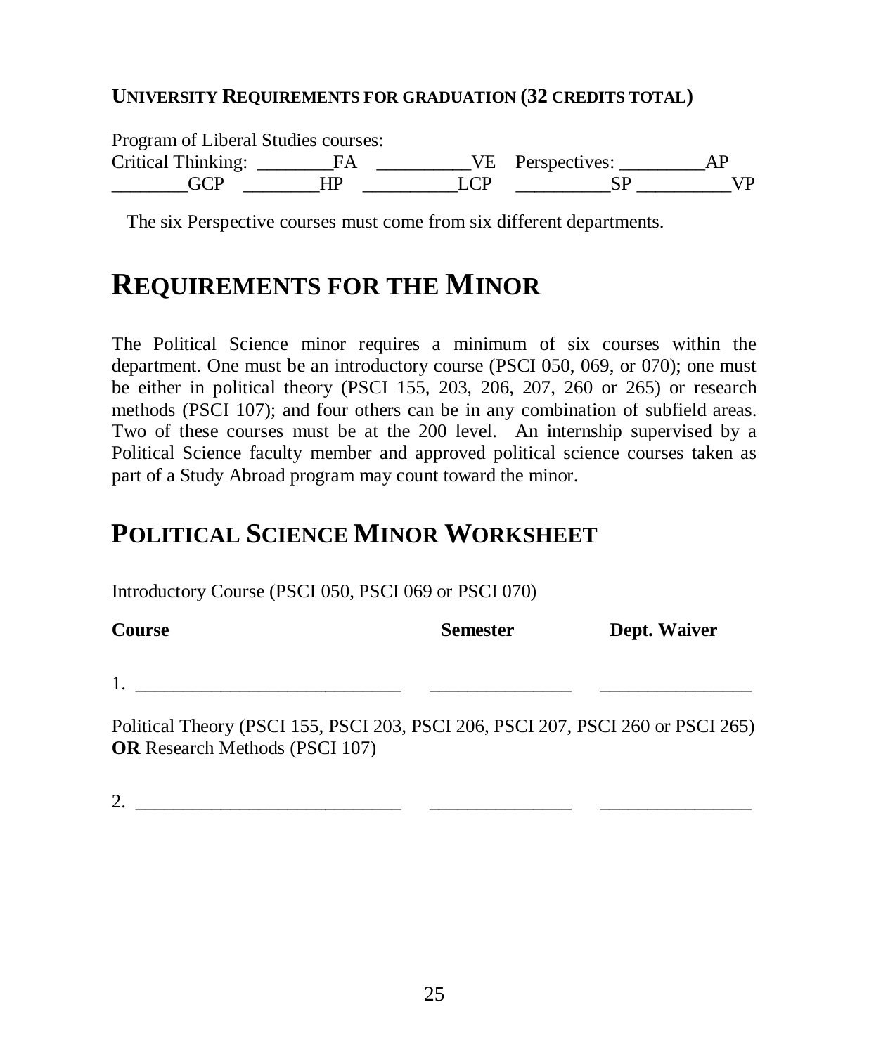**UNIVERSITY REQUIREMENTS FOR GRADUATION (32 CREDITS TOTAL)**

Program of Liberal Studies courses:
Critical Thinking: ________FA __________VE Perspectives: _________AP
________GCP ________HP __________LCP __________SP __________VP

The six Perspective courses must come from six different departments.

# REQUIREMENTS FOR THE MINOR

The Political Science minor requires a minimum of six courses within the department. One must be an introductory course (PSCI 050, 069, or 070); one must be either in political theory (PSCI 155, 203, 206, 207, 260 or 265) or research methods (PSCI 107); and four others can be in any combination of subfield areas. Two of these courses must be at the 200 level. An internship supervised by a Political Science faculty member and approved political science courses taken as part of a Study Abroad program may count toward the minor.

# POLITICAL SCIENCE MINOR WORKSHEET

Introductory Course (PSCI 050, PSCI 069 or PSCI 070)

| **Course** | **Semester** | **Dept. Waiver** |
|---|---|---|
| 1. _____________________________ | _______________ | ________________ |

Political Theory (PSCI 155, PSCI 203, PSCI 206, PSCI 207, PSCI 260 or PSCI 265) **OR** Research Methods (PSCI 107)

| **Course** | **Semester** | **Dept. Waiver** |
|---|---|---|
| 2. _____________________________ | _______________ | ________________ |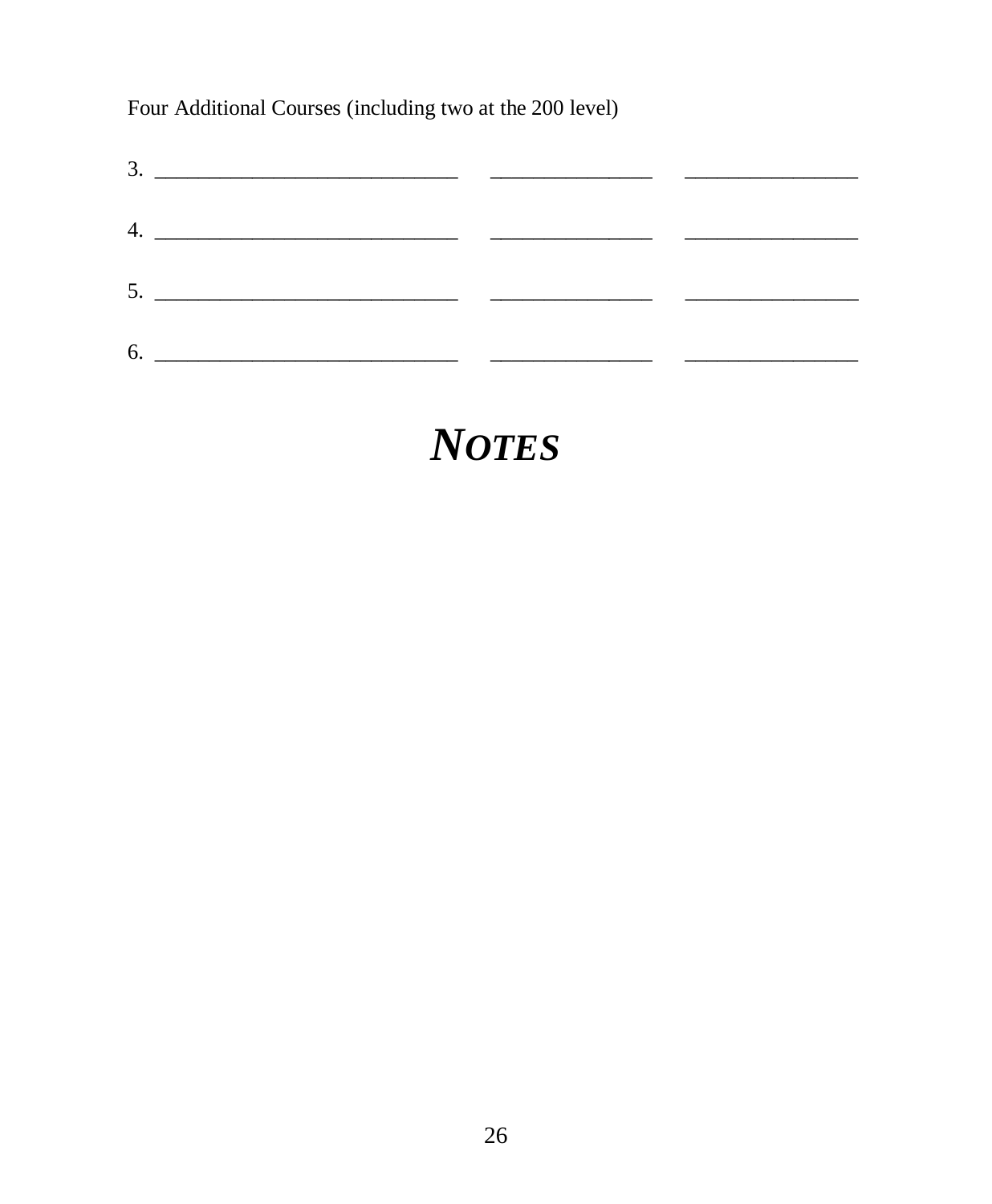Four Additional Courses (including two at the 200 level)

3. ______________________________ ________________ _________________

4. ______________________________ ________________ _________________

5. ______________________________ ________________ _________________

6. ______________________________ ________________ _________________

# ***NOTES***